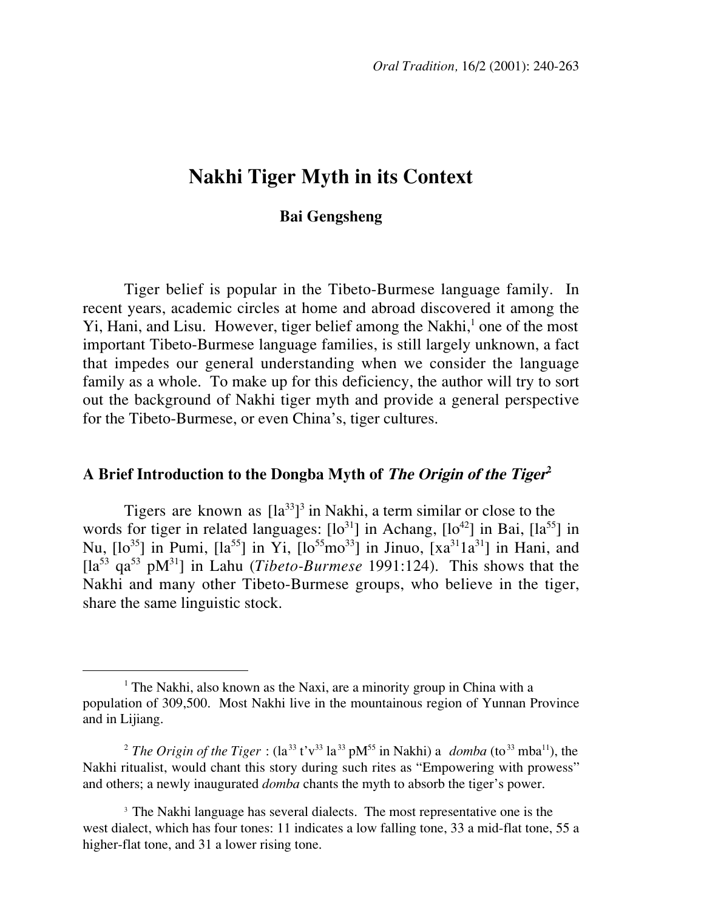# Nakhi Tiger Myth in its Context

**Bai Gengsheng**

Tiger belief is popular in the Tibeto-Burmese language family. In recent years, academic circles at home and abroad discovered it among the Yi, Hani, and Lisu. However, tiger belief among the Nakhi,[1] one of the most important Tibeto-Burmese language families, is still largely unknown, a fact that impedes our general understanding when we consider the language family as a whole. To make up for this deficiency, the author will try to sort out the background of Nakhi tiger myth and provide a general perspective for the Tibeto-Burmese, or even China's, tiger cultures.

## A Brief Introduction to the Dongba Myth of *The Origin of the Tiger*[2]

Tigers are known as [la$^{33}$][3] in Nakhi, a term similar or close to the words for tiger in related languages: [lo$^{31}$] in Achang, [lo$^{42}$] in Bai, [la$^{55}$] in Nu, [lo$^{35}$] in Pumi, [la$^{55}$] in Yi, [lo$^{55}$mo$^{33}$] in Jinuo, [xa$^{31}$1a$^{31}$] in Hani, and [la$^{53}$ qa$^{53}$ pM$^{31}$] in Lahu (*Tibeto-Burmese* 1991:124). This shows that the Nakhi and many other Tibeto-Burmese groups, who believe in the tiger, share the same linguistic stock.

---

[1] The Nakhi, also known as the Naxi, are a minority group in China with a population of 309,500. Most Nakhi live in the mountainous region of Yunnan Province and in Lijiang.

[2] *The Origin of the Tiger* : (la$^{33}$ t'v$^{33}$ la$^{33}$ pM$^{55}$ in Nakhi) a *domba* (to$^{33}$ mba$^{11}$), the Nakhi ritualist, would chant this story during such rites as "Empowering with prowess" and others; a newly inaugurated *domba* chants the myth to absorb the tiger's power.

[3] The Nakhi language has several dialects. The most representative one is the west dialect, which has four tones: 11 indicates a low falling tone, 33 a mid-flat tone, 55 a higher-flat tone, and 31 a lower rising tone.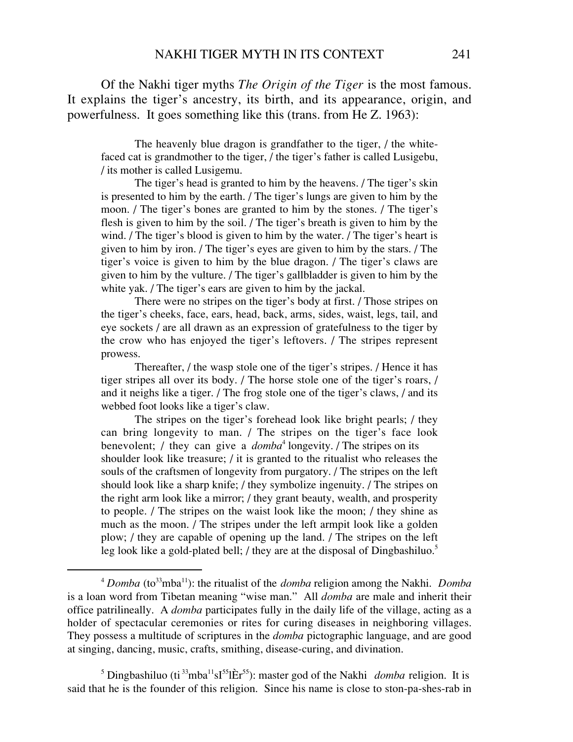Of the Nakhi tiger myths *The Origin of the Tiger* is the most famous. It explains the tiger's ancestry, its birth, and its appearance, origin, and powerfulness. It goes something like this (trans. from He Z. 1963):

> The heavenly blue dragon is grandfather to the tiger, / the white-faced cat is grandmother to the tiger, / the tiger's father is called Lusigebu, / its mother is called Lusigemu.
>
> The tiger's head is granted to him by the heavens. / The tiger's skin is presented to him by the earth. / The tiger's lungs are given to him by the moon. / The tiger's bones are granted to him by the stones. / The tiger's flesh is given to him by the soil. / The tiger's breath is given to him by the wind. / The tiger's blood is given to him by the water. / The tiger's heart is given to him by iron. / The tiger's eyes are given to him by the stars. / The tiger's voice is given to him by the blue dragon. / The tiger's claws are given to him by the vulture. / The tiger's gallbladder is given to him by the white yak. / The tiger's ears are given to him by the jackal.
>
> There were no stripes on the tiger's body at first. / Those stripes on the tiger's cheeks, face, ears, head, back, arms, sides, waist, legs, tail, and eye sockets / are all drawn as an expression of gratefulness to the tiger by the crow who has enjoyed the tiger's leftovers. / The stripes represent prowess.
>
> Thereafter, / the wasp stole one of the tiger's stripes. / Hence it has tiger stripes all over its body. / The horse stole one of the tiger's roars, / and it neighs like a tiger. / The frog stole one of the tiger's claws, / and its webbed foot looks like a tiger's claw.
>
> The stripes on the tiger's forehead look like bright pearls; / they can bring longevity to man. / The stripes on the tiger's face look benevolent; / they can give a *domba*[4] longevity. / The stripes on its shoulder look like treasure; / it is granted to the ritualist who releases the souls of the craftsmen of longevity from purgatory. / The stripes on the left should look like a sharp knife; / they symbolize ingenuity. / The stripes on the right arm look like a mirror; / they grant beauty, wealth, and prosperity to people. / The stripes on the waist look like the moon; / they shine as much as the moon. / The stripes under the left armpit look like a golden plow; / they are capable of opening up the land. / The stripes on the left leg look like a gold-plated bell; / they are at the disposal of Dingbashiluo.[5]

---

[4] *Domba* (to$^{33}$mba$^{11}$): the ritualist of the *domba* religion among the Nakhi. *Domba* is a loan word from Tibetan meaning "wise man." All *domba* are male and inherit their office patrilineally. A *domba* participates fully in the daily life of the village, acting as a holder of spectacular ceremonies or rites for curing diseases in neighboring villages. They possess a multitude of scriptures in the *domba* pictographic language, and are good at singing, dancing, music, crafts, smithing, disease-curing, and divination.

[5] Dingbashiluo (ti$^{33}$mba$^{11}$sI$^{55}$lÈr$^{55}$): master god of the Nakhi *domba* religion. It is said that he is the founder of this religion. Since his name is close to ston-pa-shes-rab in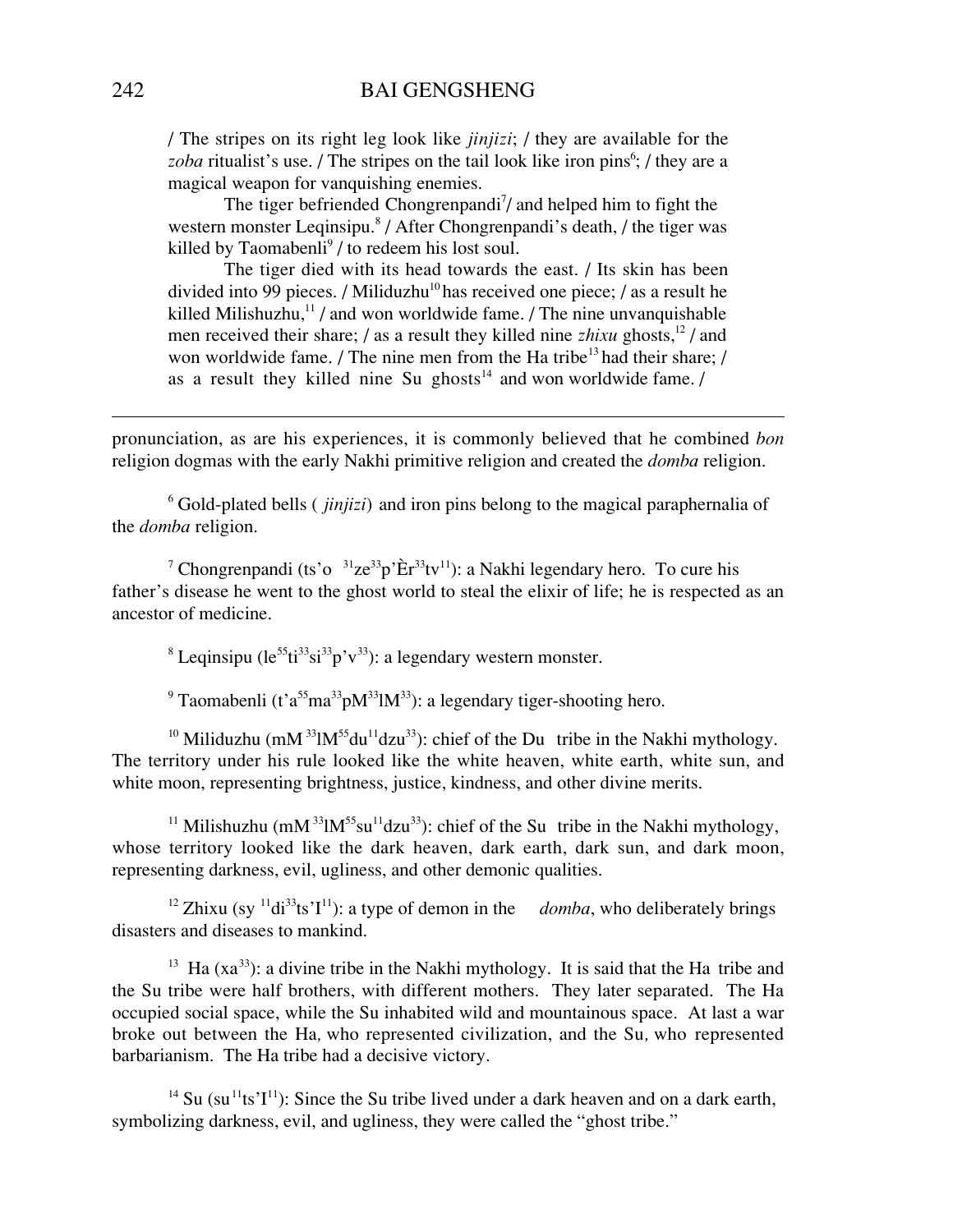/ The stripes on its right leg look like *jinjizi*; / they are available for the *zoba* ritualist's use. / The stripes on the tail look like iron pins[6]; / they are a magical weapon for vanquishing enemies.

The tiger befriended Chongrenpandi[7]/ and helped him to fight the western monster Leqinsipu.[8] / After Chongrenpandi's death, / the tiger was killed by Taomabenli[9] / to redeem his lost soul.

The tiger died with its head towards the east. / Its skin has been divided into 99 pieces. / Miliduzhu[10] has received one piece; / as a result he killed Milishuzhu,[11] / and won worldwide fame. / The nine unvanquishable men received their share; / as a result they killed nine *zhixu* ghosts,[12] / and won worldwide fame. / The nine men from the Ha tribe[13] had their share; / as a result they killed nine Su ghosts[14] and won worldwide fame. /

---

pronunciation, as are his experiences, it is commonly believed that he combined *bon* religion dogmas with the early Nakhi primitive religion and created the *domba* religion.

[6] Gold-plated bells ( *jinjizi*) and iron pins belong to the magical paraphernalia of the *domba* religion.

[7] Chongrenpandi (ts'o $^{31}$ze$^{33}$p'Èr$^{33}$tv$^{11}$): a Nakhi legendary hero. To cure his father's disease he went to the ghost world to steal the elixir of life; he is respected as an ancestor of medicine.

[8] Leqinsipu (le$^{55}$ti$^{33}$si$^{33}$p'v$^{33}$): a legendary western monster.

[9] Taomabenli (t'a$^{55}$ma$^{33}$pM$^{33}$lM$^{33}$): a legendary tiger-shooting hero.

[10] Miliduzhu (mM $^{33}$lM$^{55}$du$^{11}$dzu$^{33}$): chief of the Du tribe in the Nakhi mythology. The territory under his rule looked like the white heaven, white earth, white sun, and white moon, representing brightness, justice, kindness, and other divine merits.

[11] Milishuzhu (mM $^{33}$lM$^{55}$su$^{11}$dzu$^{33}$): chief of the Su tribe in the Nakhi mythology, whose territory looked like the dark heaven, dark earth, dark sun, and dark moon, representing darkness, evil, ugliness, and other demonic qualities.

[12] Zhixu (sy $^{11}$di$^{33}$ts'I$^{11}$): a type of demon in the *domba*, who deliberately brings disasters and diseases to mankind.

[13] Ha (xa$^{33}$): a divine tribe in the Nakhi mythology. It is said that the Ha tribe and the Su tribe were half brothers, with different mothers. They later separated. The Ha occupied social space, while the Su inhabited wild and mountainous space. At last a war broke out between the Ha*,* who represented civilization, and the Su*,* who represented barbarianism. The Ha tribe had a decisive victory.

[14] Su (su$^{11}$ts'I$^{11}$): Since the Su tribe lived under a dark heaven and on a dark earth, symbolizing darkness, evil, and ugliness, they were called the "ghost tribe."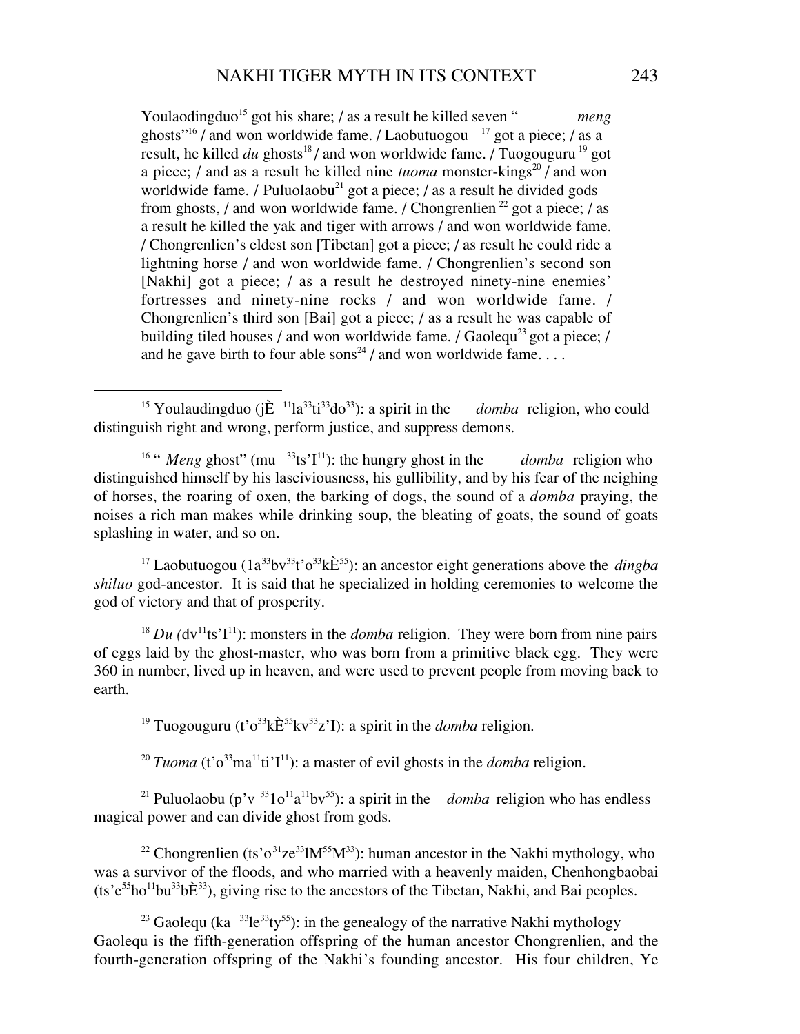Youlaodingduo[15] got his share; / as a result he killed seven "*meng* ghosts"[16] / and won worldwide fame. / Laobutuogou[17] got a piece; / as a result, he killed *du* ghosts[18] / and won worldwide fame. / Tuogouguru[19] got a piece; / and as a result he killed nine *tuoma* monster-kings[20] / and won worldwide fame. / Puluolaobu[21] got a piece; / as a result he divided gods from ghosts, / and won worldwide fame. / Chongrenlien[22] got a piece; / as a result he killed the yak and tiger with arrows / and won worldwide fame. / Chongrenlien's eldest son [Tibetan] got a piece; / as result he could ride a lightning horse / and won worldwide fame. / Chongrenlien's second son [Nakhi] got a piece; / as a result he destroyed ninety-nine enemies' fortresses and ninety-nine rocks / and won worldwide fame. / Chongrenlien's third son [Bai] got a piece; / as a result he was capable of building tiled houses / and won worldwide fame. / Gaolequ[23] got a piece; / and he gave birth to four able sons[24] / and won worldwide fame. . . .

---

[15] Youlaudingduo (jÈ $^{11}$la$^{33}$ti$^{33}$do$^{33}$): a spirit in the *domba* religion, who could distinguish right and wrong, perform justice, and suppress demons.

[16] "*Meng* ghost" (mu $^{33}$ts'I$^{11}$): the hungry ghost in the *domba* religion who distinguished himself by his lasciviousness, his gullibility, and by his fear of the neighing of horses, the roaring of oxen, the barking of dogs, the sound of a *domba* praying, the noises a rich man makes while drinking soup, the bleating of goats, the sound of goats splashing in water, and so on.

[17] Laobutuogou (1a$^{33}$bv$^{33}$t'o$^{33}$kÈ$^{55}$): an ancestor eight generations above the *dingba shiluo* god-ancestor. It is said that he specialized in holding ceremonies to welcome the god of victory and that of prosperity.

[18] *Du (*dv$^{11}$ts'I$^{11}$): monsters in the *domba* religion. They were born from nine pairs of eggs laid by the ghost-master, who was born from a primitive black egg. They were 360 in number, lived up in heaven, and were used to prevent people from moving back to earth.

[19] Tuogouguru (t'o$^{33}$kÈ$^{55}$kv$^{33}$z'I): a spirit in the *domba* religion.

[20] *Tuoma* (t'o$^{33}$ma$^{11}$ti'I$^{11}$): a master of evil ghosts in the *domba* religion.

[21] Puluolaobu (p'v $^{33}$1o$^{11}$a$^{11}$bv$^{55}$): a spirit in the *domba* religion who has endless magical power and can divide ghost from gods.

[22] Chongrenlien (ts'o$^{31}$ze$^{33}$lM$^{55}$M$^{33}$): human ancestor in the Nakhi mythology, who was a survivor of the floods, and who married with a heavenly maiden, Chenhongbaobai (ts'e$^{55}$ho$^{11}$bu$^{33}$bÈ$^{33}$), giving rise to the ancestors of the Tibetan, Nakhi, and Bai peoples.

[23] Gaolequ (ka $^{33}$le$^{33}$ty$^{55}$): in the genealogy of the narrative Nakhi mythology Gaolequ is the fifth-generation offspring of the human ancestor Chongrenlien, and the fourth-generation offspring of the Nakhi's founding ancestor. His four children, Ye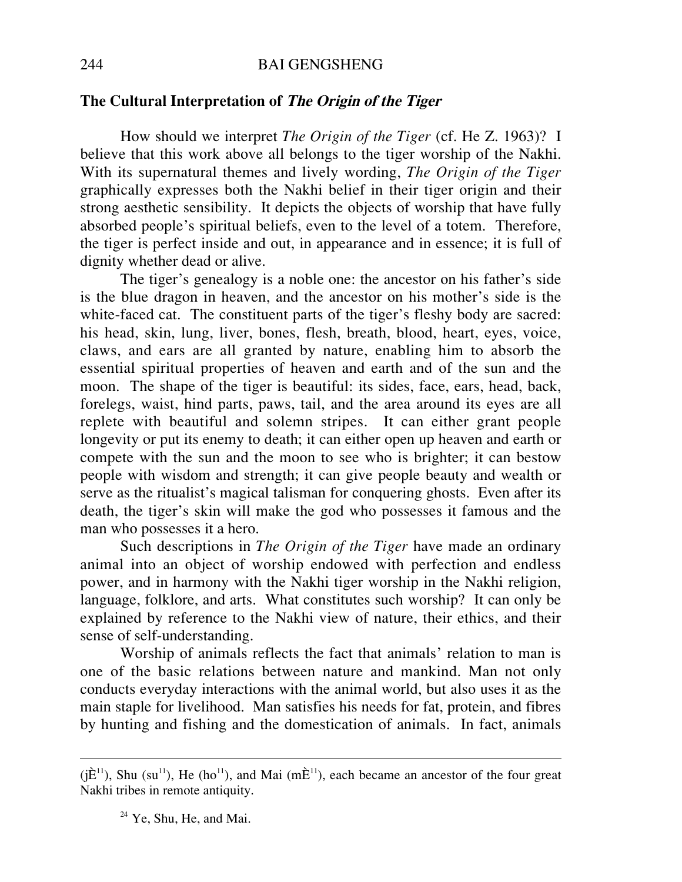## The Cultural Interpretation of *The Origin of the Tiger*

How should we interpret *The Origin of the Tiger* (cf. He Z. 1963)? I believe that this work above all belongs to the tiger worship of the Nakhi. With its supernatural themes and lively wording, *The Origin of the Tiger* graphically expresses both the Nakhi belief in their tiger origin and their strong aesthetic sensibility. It depicts the objects of worship that have fully absorbed people's spiritual beliefs, even to the level of a totem. Therefore, the tiger is perfect inside and out, in appearance and in essence; it is full of dignity whether dead or alive.

The tiger's genealogy is a noble one: the ancestor on his father's side is the blue dragon in heaven, and the ancestor on his mother's side is the white-faced cat. The constituent parts of the tiger's fleshy body are sacred: his head, skin, lung, liver, bones, flesh, breath, blood, heart, eyes, voice, claws, and ears are all granted by nature, enabling him to absorb the essential spiritual properties of heaven and earth and of the sun and the moon. The shape of the tiger is beautiful: its sides, face, ears, head, back, forelegs, waist, hind parts, paws, tail, and the area around its eyes are all replete with beautiful and solemn stripes. It can either grant people longevity or put its enemy to death; it can either open up heaven and earth or compete with the sun and the moon to see who is brighter; it can bestow people with wisdom and strength; it can give people beauty and wealth or serve as the ritualist's magical talisman for conquering ghosts. Even after its death, the tiger's skin will make the god who possesses it famous and the man who possesses it a hero.

Such descriptions in *The Origin of the Tiger* have made an ordinary animal into an object of worship endowed with perfection and endless power, and in harmony with the Nakhi tiger worship in the Nakhi religion, language, folklore, and arts. What constitutes such worship? It can only be explained by reference to the Nakhi view of nature, their ethics, and their sense of self-understanding.

Worship of animals reflects the fact that animals' relation to man is one of the basic relations between nature and mankind. Man not only conducts everyday interactions with the animal world, but also uses it as the main staple for livelihood. Man satisfies his needs for fat, protein, and fibres by hunting and fishing and the domestication of animals. In fact, animals

---

(jÈ[11]), Shu (su[11]), He (ho[11]), and Mai (mÈ[11]), each became an ancestor of the four great Nakhi tribes in remote antiquity.

[24] Ye, Shu, He, and Mai.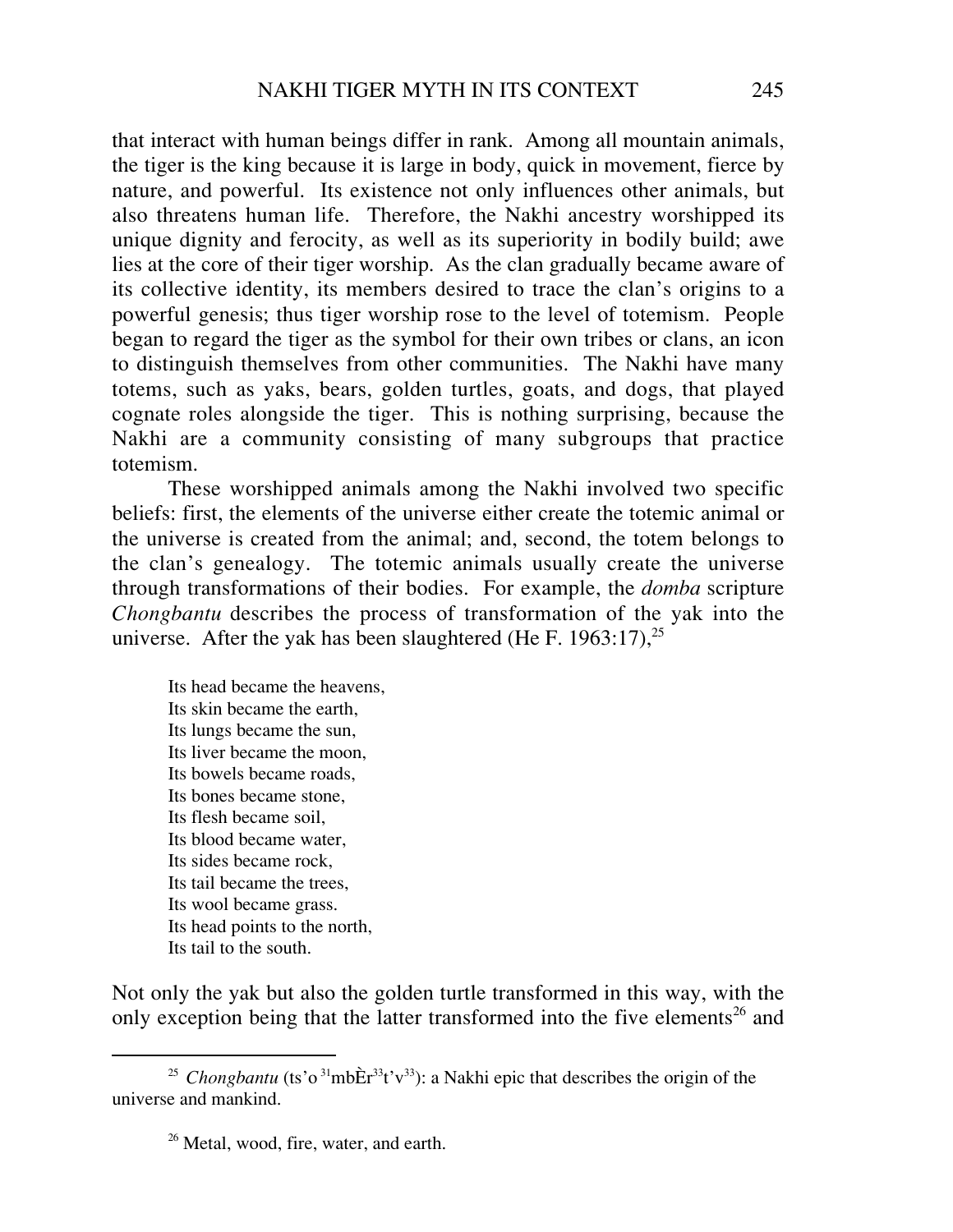that interact with human beings differ in rank. Among all mountain animals, the tiger is the king because it is large in body, quick in movement, fierce by nature, and powerful. Its existence not only influences other animals, but also threatens human life. Therefore, the Nakhi ancestry worshipped its unique dignity and ferocity, as well as its superiority in bodily build; awe lies at the core of their tiger worship. As the clan gradually became aware of its collective identity, its members desired to trace the clan's origins to a powerful genesis; thus tiger worship rose to the level of totemism. People began to regard the tiger as the symbol for their own tribes or clans, an icon to distinguish themselves from other communities. The Nakhi have many totems, such as yaks, bears, golden turtles, goats, and dogs, that played cognate roles alongside the tiger. This is nothing surprising, because the Nakhi are a community consisting of many subgroups that practice totemism.

These worshipped animals among the Nakhi involved two specific beliefs: first, the elements of the universe either create the totemic animal or the universe is created from the animal; and, second, the totem belongs to the clan's genealogy. The totemic animals usually create the universe through transformations of their bodies. For example, the *domba* scripture *Chongbantu* describes the process of transformation of the yak into the universe. After the yak has been slaughtered (He F. 1963:17),[25]

> Its head became the heavens,
> Its skin became the earth,
> Its lungs became the sun,
> Its liver became the moon,
> Its bowels became roads,
> Its bones became stone,
> Its flesh became soil,
> Its blood became water,
> Its sides became rock,
> Its tail became the trees,
> Its wool became grass.
> Its head points to the north,
> Its tail to the south.

Not only the yak but also the golden turtle transformed in this way, with the only exception being that the latter transformed into the five elements[26] and

---

[25] *Chongbantu* (ts'o $^{31}$mbÈr$^{33}$t'v$^{33}$): a Nakhi epic that describes the origin of the universe and mankind.

[26] Metal, wood, fire, water, and earth.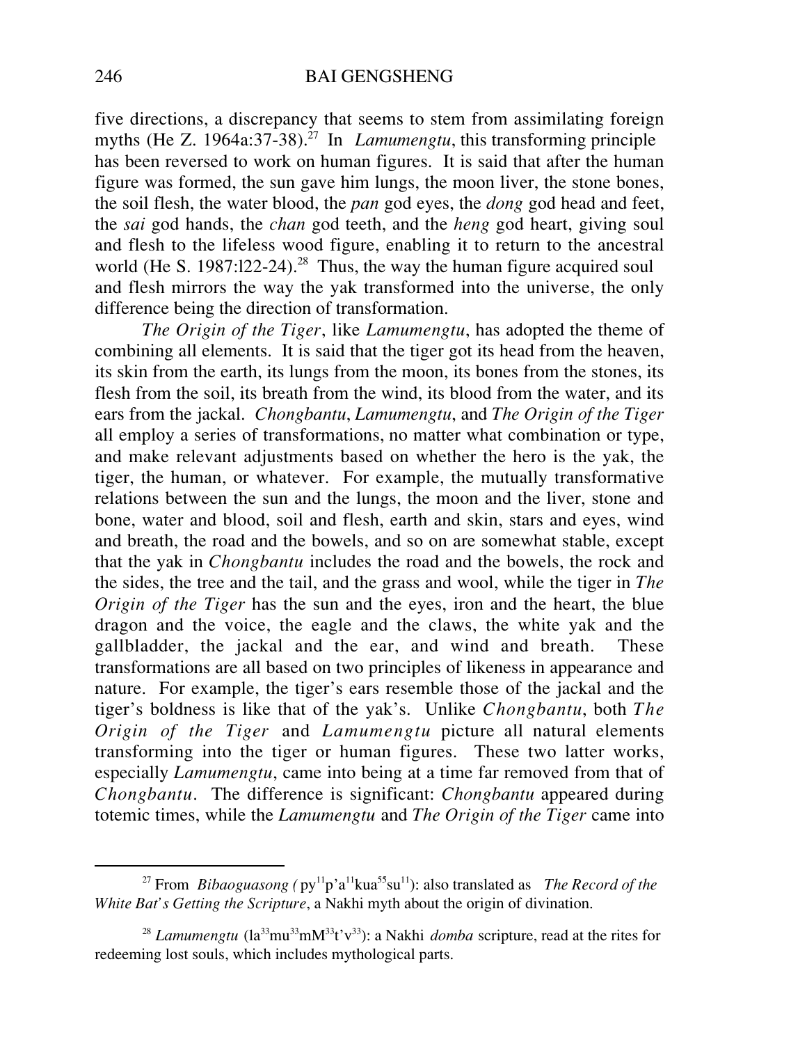five directions, a discrepancy that seems to stem from assimilating foreign myths (He Z. 1964a:37-38).[27] In *Lamumengtu*, this transforming principle has been reversed to work on human figures. It is said that after the human figure was formed, the sun gave him lungs, the moon liver, the stone bones, the soil flesh, the water blood, the *pan* god eyes, the *dong* god head and feet, the *sai* god hands, the *chan* god teeth, and the *heng* god heart, giving soul and flesh to the lifeless wood figure, enabling it to return to the ancestral world (He S. 1987:l22-24).[28] Thus, the way the human figure acquired soul and flesh mirrors the way the yak transformed into the universe, the only difference being the direction of transformation.

*The Origin of the Tiger*, like *Lamumengtu*, has adopted the theme of combining all elements. It is said that the tiger got its head from the heaven, its skin from the earth, its lungs from the moon, its bones from the stones, its flesh from the soil, its breath from the wind, its blood from the water, and its ears from the jackal. *Chongbantu*, *Lamumengtu*, and *The Origin of the Tiger* all employ a series of transformations, no matter what combination or type, and make relevant adjustments based on whether the hero is the yak, the tiger, the human, or whatever. For example, the mutually transformative relations between the sun and the lungs, the moon and the liver, stone and bone, water and blood, soil and flesh, earth and skin, stars and eyes, wind and breath, the road and the bowels, and so on are somewhat stable, except that the yak in *Chongbantu* includes the road and the bowels, the rock and the sides, the tree and the tail, and the grass and wool, while the tiger in *The Origin of the Tiger* has the sun and the eyes, iron and the heart, the blue dragon and the voice, the eagle and the claws, the white yak and the gallbladder, the jackal and the ear, and wind and breath. These transformations are all based on two principles of likeness in appearance and nature. For example, the tiger's ears resemble those of the jackal and the tiger's boldness is like that of the yak's. Unlike *Chongbantu*, both *The Origin of the Tiger* and *Lamumengtu* picture all natural elements transforming into the tiger or human figures. These two latter works, especially *Lamumengtu*, came into being at a time far removed from that of *Chongbantu*. The difference is significant: *Chongbantu* appeared during totemic times, while the *Lamumengtu* and *The Origin of the Tiger* came into

---

[27] From *Bibaoguasong (* $py^{11}p'a^{11}kua^{55}su^{11}$): also translated as *The Record of the White Bat's Getting the Scripture*, a Nakhi myth about the origin of divination.

[28] *Lamumengtu* ($la^{33}mu^{33}mM^{33}t'v^{33}$): a Nakhi *domba* scripture, read at the rites for redeeming lost souls, which includes mythological parts.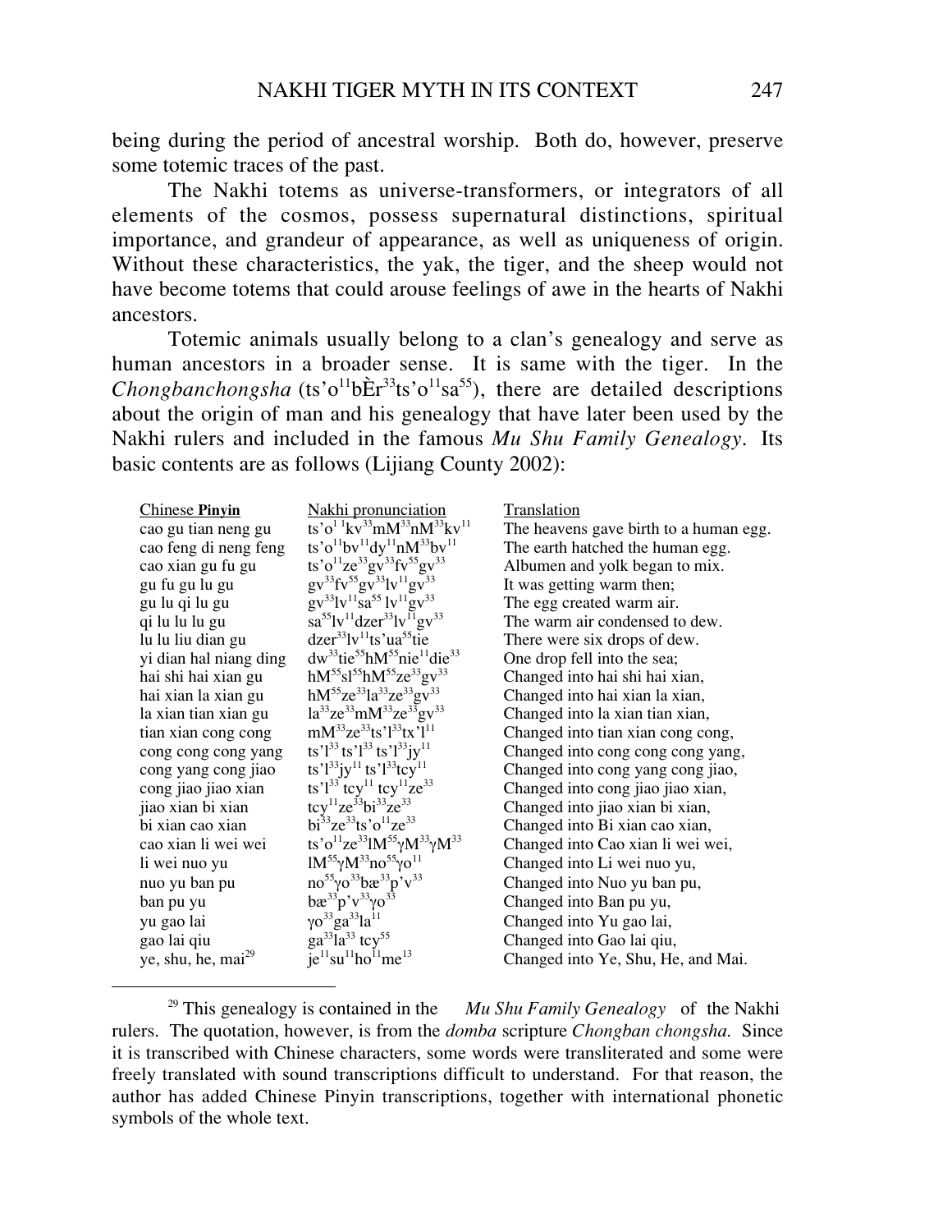being during the period of ancestral worship. Both do, however, preserve some totemic traces of the past.

The Nakhi totems as universe-transformers, or integrators of all elements of the cosmos, possess supernatural distinctions, spiritual importance, and grandeur of appearance, as well as uniqueness of origin. Without these characteristics, the yak, the tiger, and the sheep would not have become totems that could arouse feelings of awe in the hearts of Nakhi ancestors.

Totemic animals usually belong to a clan's genealogy and serve as human ancestors in a broader sense. It is same with the tiger. In the *Chongbanchongsha* (ts'o$^{11}$bÈr$^{33}$ts'o$^{11}$sa$^{55}$), there are detailed descriptions about the origin of man and his genealogy that have later been used by the Nakhi rulers and included in the famous *Mu Shu Family Genealogy*. Its basic contents are as follows (Lijiang County 2002):

| Chinese **Pinyin** | Nakhi pronunciation | Translation |
|---|---|---|
| cao gu tian neng gu | ts'o$^{1\,1}$kv$^{33}$mM$^{33}$nM$^{33}$kv$^{11}$ | The heavens gave birth to a human egg. |
| cao feng di neng feng | ts'o$^{11}$bv$^{11}$dy$^{11}$nM$^{33}$bv$^{11}$ | The earth hatched the human egg. |
| cao xian gu fu gu | ts'o$^{11}$ze$^{33}$gv$^{33}$fv$^{55}$gv$^{33}$ | Albumen and yolk began to mix. |
| gu fu gu lu gu | gv$^{33}$fv$^{55}$gv$^{33}$lv$^{11}$gv$^{33}$ | It was getting warm then; |
| gu lu qi lu gu | gv$^{33}$lv$^{11}$sa$^{55}$ lv$^{11}$gv$^{33}$ | The egg created warm air. |
| qi lu lu lu gu | sa$^{55}$lv$^{11}$dzer$^{33}$lv$^{11}$gv$^{33}$ | The warm air condensed to dew. |
| lu lu liu dian gu | dzer$^{33}$lv$^{11}$ts'ua$^{55}$tie | There were six drops of dew. |
| yi dian hal niang ding | dw$^{33}$tie$^{55}$hM$^{55}$nie$^{11}$die$^{33}$ | One drop fell into the sea; |
| hai shi hai xian gu | hM$^{55}$sl$^{55}$hM$^{55}$ze$^{33}$gv$^{33}$ | Changed into hai shi hai xian, |
| hai xian la xian gu | hM$^{55}$ze$^{33}$la$^{33}$ze$^{33}$gv$^{33}$ | Changed into hai xian la xian, |
| la xian tian xian gu | la$^{33}$ze$^{33}$mM$^{33}$ze$^{33}$gv$^{33}$ | Changed into la xian tian xian, |
| tian xian cong cong | mM$^{33}$ze$^{33}$ts'l$^{33}$tx'l$^{11}$ | Changed into tian xian cong cong, |
| cong cong cong yang | ts'l$^{33}$ ts'l$^{33}$ ts'l$^{33}$jy$^{11}$ | Changed into cong cong cong yang, |
| cong yang cong jiao | ts'l$^{33}$jy$^{11}$ ts'l$^{33}$tcy$^{11}$ | Changed into cong yang cong jiao, |
| cong jiao jiao xian | ts'l$^{33}$ tcy$^{11}$ tcy$^{11}$ze$^{33}$ | Changed into cong jiao jiao xian, |
| jiao xian bi xian | tcy$^{11}$ze$^{33}$bi$^{33}$ze$^{33}$ | Changed into jiao xian bi xian, |
| bi xian cao xian | bi$^{33}$ze$^{33}$ts'o$^{11}$ze$^{33}$ | Changed into Bi xian cao xian, |
| cao xian li wei wei | ts'o$^{11}$ze$^{33}$lM$^{55}$γM$^{33}$γM$^{33}$ | Changed into Cao xian li wei wei, |
| li wei nuo yu | lM$^{55}$γM$^{33}$no$^{55}$γo$^{11}$ | Changed into Li wei nuo yu, |
| nuo yu ban pu | no$^{55}$γo$^{33}$bæ$^{33}$p'v$^{33}$ | Changed into Nuo yu ban pu, |
| ban pu yu | bæ$^{33}$p'v$^{33}$γo$^{33}$ | Changed into Ban pu yu, |
| yu gao lai | γo$^{33}$ga$^{33}$la$^{11}$ | Changed into Yu gao lai, |
| gao lai qiu | ga$^{33}$la$^{33}$ tcy$^{55}$ | Changed into Gao lai qiu, |
| ye, shu, he, mai[29] | je$^{11}$su$^{11}$ho$^{11}$me$^{13}$ | Changed into Ye, Shu, He, and Mai. |

---

[29] This genealogy is contained in the *Mu Shu Family Genealogy* of the Nakhi rulers. The quotation, however, is from the *domba* scripture *Chongban chongsha.* Since it is transcribed with Chinese characters, some words were transliterated and some were freely translated with sound transcriptions difficult to understand. For that reason, the author has added Chinese Pinyin transcriptions, together with international phonetic symbols of the whole text.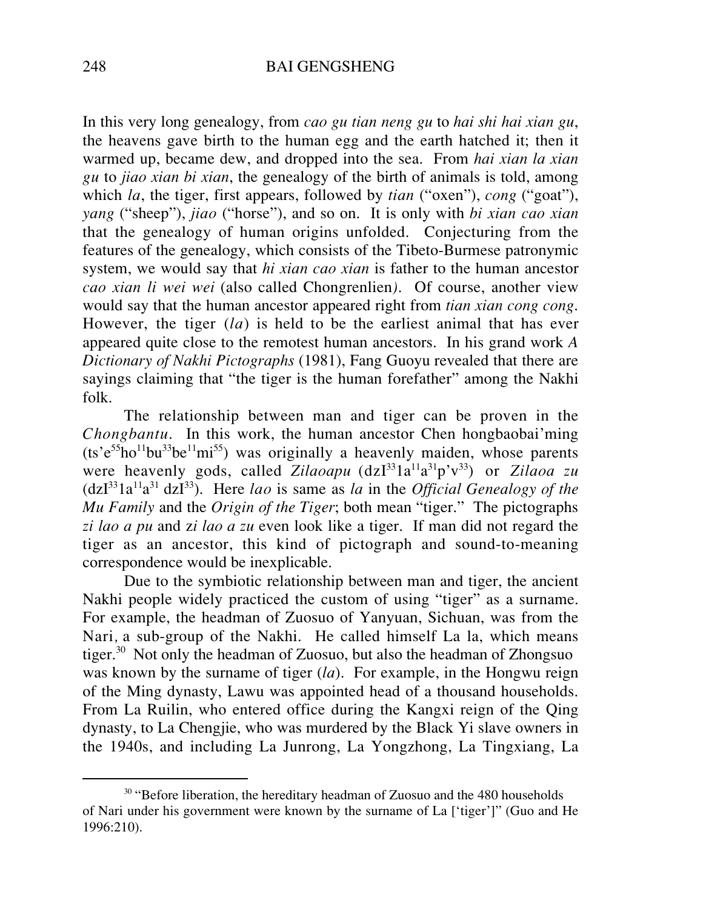In this very long genealogy, from *cao gu tian neng gu* to *hai shi hai xian gu*, the heavens gave birth to the human egg and the earth hatched it; then it warmed up, became dew, and dropped into the sea. From *hai xian la xian gu* to *jiao xian bi xian*, the genealogy of the birth of animals is told, among which *la*, the tiger, first appears, followed by *tian* ("oxen"), *cong* ("goat"), *yang* ("sheep"), *jiao* ("horse"), and so on. It is only with *bi xian cao xian* that the genealogy of human origins unfolded. Conjecturing from the features of the genealogy, which consists of the Tibeto-Burmese patronymic system, we would say that *hi xian cao xian* is father to the human ancestor *cao xian li wei wei* (also called Chongrenlien). Of course, another view would say that the human ancestor appeared right from *tian xian cong cong*. However, the tiger (*la*) is held to be the earliest animal that has ever appeared quite close to the remotest human ancestors. In his grand work *A Dictionary of Nakhi Pictographs* (1981), Fang Guoyu revealed that there are sayings claiming that "the tiger is the human forefather" among the Nakhi folk.

The relationship between man and tiger can be proven in the *Chongbantu*. In this work, the human ancestor Chen hongbaobai'ming (ts'e$^{55}$ho$^{11}$bu$^{33}$be$^{11}$mi$^{55}$) was originally a heavenly maiden, whose parents were heavenly gods, called *Zilaoapu* (dzI$^{33}$1a$^{11}$a$^{31}$p'v$^{33}$) or *Zilaoa zu* (dzI$^{33}$1a$^{11}$a$^{31}$ dzI$^{33}$). Here *lao* is same as *la* in the *Official Genealogy of the Mu Family* and the *Origin of the Tiger*; both mean "tiger." The pictographs *zi lao a pu* and z*i lao a zu* even look like a tiger. If man did not regard the tiger as an ancestor, this kind of pictograph and sound-to-meaning correspondence would be inexplicable.

Due to the symbiotic relationship between man and tiger, the ancient Nakhi people widely practiced the custom of using "tiger" as a surname. For example, the headman of Zuosuo of Yanyuan, Sichuan, was from the Nari, a sub-group of the Nakhi. He called himself La la, which means tiger.[30] Not only the headman of Zuosuo, but also the headman of Zhongsuo was known by the surname of tiger (*la*). For example, in the Hongwu reign of the Ming dynasty, Lawu was appointed head of a thousand households. From La Ruilin, who entered office during the Kangxi reign of the Qing dynasty, to La Chengjie, who was murdered by the Black Yi slave owners in the 1940s, and including La Junrong, La Yongzhong, La Tingxiang, La

---

[30] "Before liberation, the hereditary headman of Zuosuo and the 480 households of Nari under his government were known by the surname of La ['tiger']" (Guo and He 1996:210).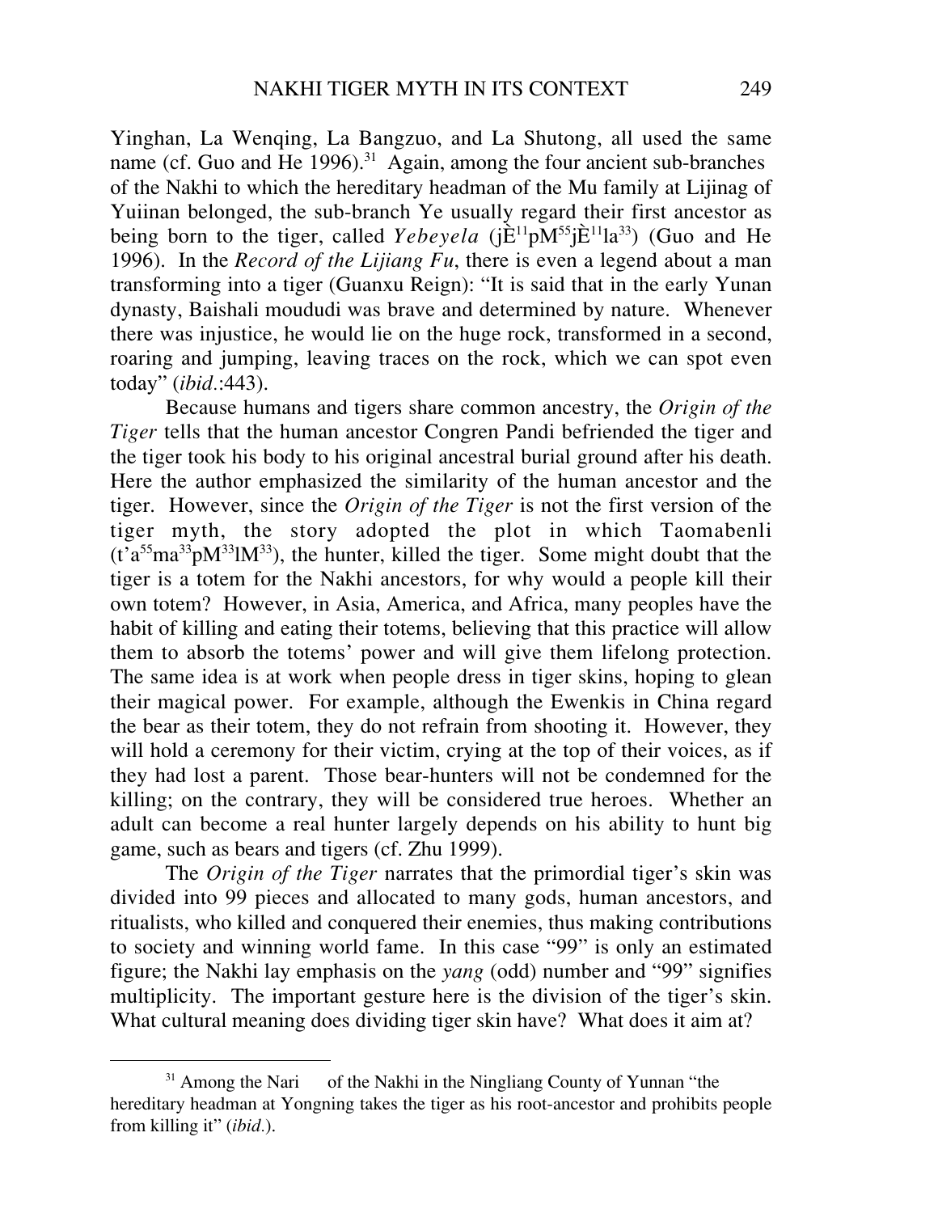Yinghan, La Wenqing, La Bangzuo, and La Shutong, all used the same name (cf. Guo and He 1996).[31] Again, among the four ancient sub-branches of the Nakhi to which the hereditary headman of the Mu family at Lijinag of Yuiinan belonged, the sub-branch Ye usually regard their first ancestor as being born to the tiger, called *Yebeyela* (jÈ$^{11}$pM$^{55}$jÈ$^{11}$la$^{33}$) (Guo and He 1996). In the *Record of the Lijiang Fu*, there is even a legend about a man transforming into a tiger (Guanxu Reign): "It is said that in the early Yunan dynasty, Baishali moududi was brave and determined by nature. Whenever there was injustice, he would lie on the huge rock, transformed in a second, roaring and jumping, leaving traces on the rock, which we can spot even today" (*ibid.*:443).

Because humans and tigers share common ancestry, the *Origin of the Tiger* tells that the human ancestor Congren Pandi befriended the tiger and the tiger took his body to his original ancestral burial ground after his death. Here the author emphasized the similarity of the human ancestor and the tiger. However, since the *Origin of the Tiger* is not the first version of the tiger myth, the story adopted the plot in which Taomabenli (t'a$^{55}$ma$^{33}$pM$^{33}$lM$^{33}$), the hunter, killed the tiger. Some might doubt that the tiger is a totem for the Nakhi ancestors, for why would a people kill their own totem? However, in Asia, America, and Africa, many peoples have the habit of killing and eating their totems, believing that this practice will allow them to absorb the totems' power and will give them lifelong protection. The same idea is at work when people dress in tiger skins, hoping to glean their magical power. For example, although the Ewenkis in China regard the bear as their totem, they do not refrain from shooting it. However, they will hold a ceremony for their victim, crying at the top of their voices, as if they had lost a parent. Those bear-hunters will not be condemned for the killing; on the contrary, they will be considered true heroes. Whether an adult can become a real hunter largely depends on his ability to hunt big game, such as bears and tigers (cf. Zhu 1999).

The *Origin of the Tiger* narrates that the primordial tiger's skin was divided into 99 pieces and allocated to many gods, human ancestors, and ritualists, who killed and conquered their enemies, thus making contributions to society and winning world fame. In this case "99" is only an estimated figure; the Nakhi lay emphasis on the *yang* (odd) number and "99" signifies multiplicity. The important gesture here is the division of the tiger's skin. What cultural meaning does dividing tiger skin have? What does it aim at?

---

[31] Among the Nari of the Nakhi in the Ningliang County of Yunnan "the hereditary headman at Yongning takes the tiger as his root-ancestor and prohibits people from killing it" (*ibid.*).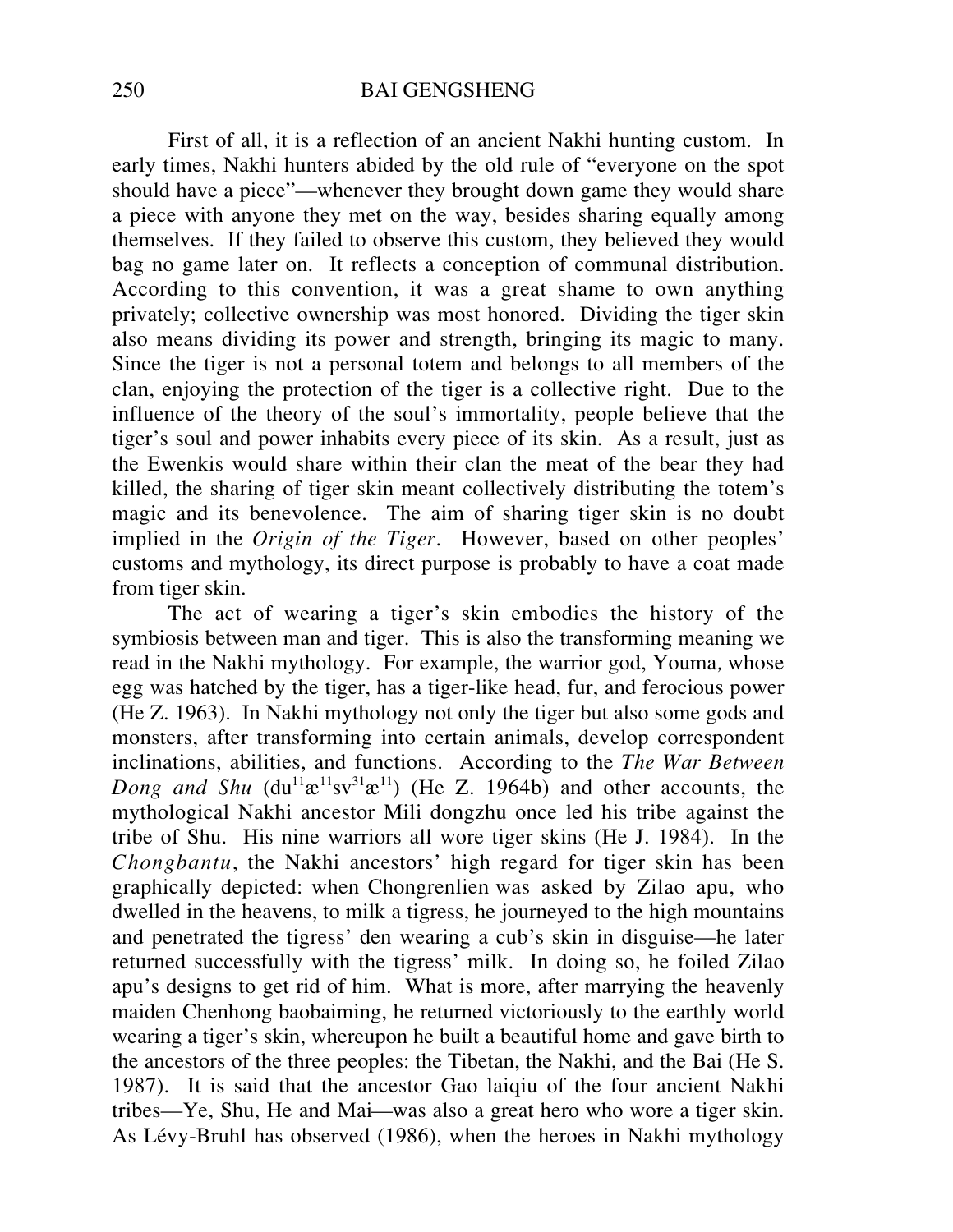First of all, it is a reflection of an ancient Nakhi hunting custom. In early times, Nakhi hunters abided by the old rule of "everyone on the spot should have a piece"—whenever they brought down game they would share a piece with anyone they met on the way, besides sharing equally among themselves. If they failed to observe this custom, they believed they would bag no game later on. It reflects a conception of communal distribution. According to this convention, it was a great shame to own anything privately; collective ownership was most honored. Dividing the tiger skin also means dividing its power and strength, bringing its magic to many. Since the tiger is not a personal totem and belongs to all members of the clan, enjoying the protection of the tiger is a collective right. Due to the influence of the theory of the soul's immortality, people believe that the tiger's soul and power inhabits every piece of its skin. As a result, just as the Ewenkis would share within their clan the meat of the bear they had killed, the sharing of tiger skin meant collectively distributing the totem's magic and its benevolence. The aim of sharing tiger skin is no doubt implied in the *Origin of the Tiger*. However, based on other peoples' customs and mythology, its direct purpose is probably to have a coat made from tiger skin.

The act of wearing a tiger's skin embodies the history of the symbiosis between man and tiger. This is also the transforming meaning we read in the Nakhi mythology. For example, the warrior god, Youma, whose egg was hatched by the tiger, has a tiger-like head, fur, and ferocious power (He Z. 1963). In Nakhi mythology not only the tiger but also some gods and monsters, after transforming into certain animals, develop correspondent inclinations, abilities, and functions. According to the *The War Between Dong and Shu* ($du^{11}æ^{11}sv^{31}æ^{11}$) (He Z. 1964b) and other accounts, the mythological Nakhi ancestor Mili dongzhu once led his tribe against the tribe of Shu. His nine warriors all wore tiger skins (He J. 1984). In the *Chongbantu*, the Nakhi ancestors' high regard for tiger skin has been graphically depicted: when Chongrenlien was asked by Zilao apu, who dwelled in the heavens, to milk a tigress, he journeyed to the high mountains and penetrated the tigress' den wearing a cub's skin in disguise—he later returned successfully with the tigress' milk. In doing so, he foiled Zilao apu's designs to get rid of him. What is more, after marrying the heavenly maiden Chenhong baobaiming, he returned victoriously to the earthly world wearing a tiger's skin, whereupon he built a beautiful home and gave birth to the ancestors of the three peoples: the Tibetan, the Nakhi, and the Bai (He S. 1987). It is said that the ancestor Gao laiqiu of the four ancient Nakhi tribes—Ye, Shu, He and Mai—was also a great hero who wore a tiger skin. As Lévy-Bruhl has observed (1986), when the heroes in Nakhi mythology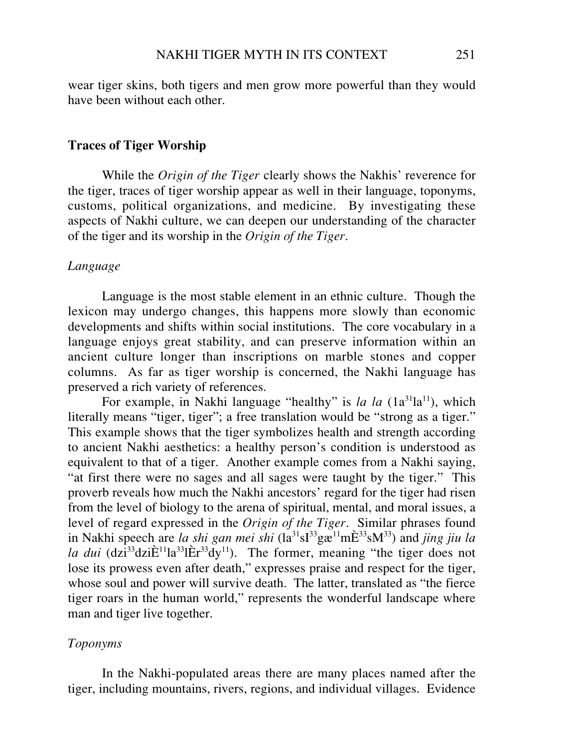wear tiger skins, both tigers and men grow more powerful than they would have been without each other.

## Traces of Tiger Worship

While the *Origin of the Tiger* clearly shows the Nakhis' reverence for the tiger, traces of tiger worship appear as well in their language, toponyms, customs, political organizations, and medicine. By investigating these aspects of Nakhi culture, we can deepen our understanding of the character of the tiger and its worship in the *Origin of the Tiger*.

### *Language*

Language is the most stable element in an ethnic culture. Though the lexicon may undergo changes, this happens more slowly than economic developments and shifts within social institutions. The core vocabulary in a language enjoys great stability, and can preserve information within an ancient culture longer than inscriptions on marble stones and copper columns. As far as tiger worship is concerned, the Nakhi language has preserved a rich variety of references.

For example, in Nakhi language "healthy" is *la la* ($1a^{31}la^{11}$), which literally means "tiger, tiger"; a free translation would be "strong as a tiger." This example shows that the tiger symbolizes health and strength according to ancient Nakhi aesthetics: a healthy person's condition is understood as equivalent to that of a tiger. Another example comes from a Nakhi saying, "at first there were no sages and all sages were taught by the tiger." This proverb reveals how much the Nakhi ancestors' regard for the tiger had risen from the level of biology to the arena of spiritual, mental, and moral issues, a level of regard expressed in the *Origin of the Tiger*. Similar phrases found in Nakhi speech are *la shi gan mei shi* ($la^{31}sI^{33}gæ^{11}mÈ^{33}sM^{33}$) and *jing jiu la la dui* ($dzi^{33}dziÈ^{11}la^{33}lÈr^{33}dy^{11}$). The former, meaning "the tiger does not lose its prowess even after death," expresses praise and respect for the tiger, whose soul and power will survive death. The latter, translated as "the fierce tiger roars in the human world," represents the wonderful landscape where man and tiger live together.

### *Toponyms*

In the Nakhi-populated areas there are many places named after the tiger, including mountains, rivers, regions, and individual villages. Evidence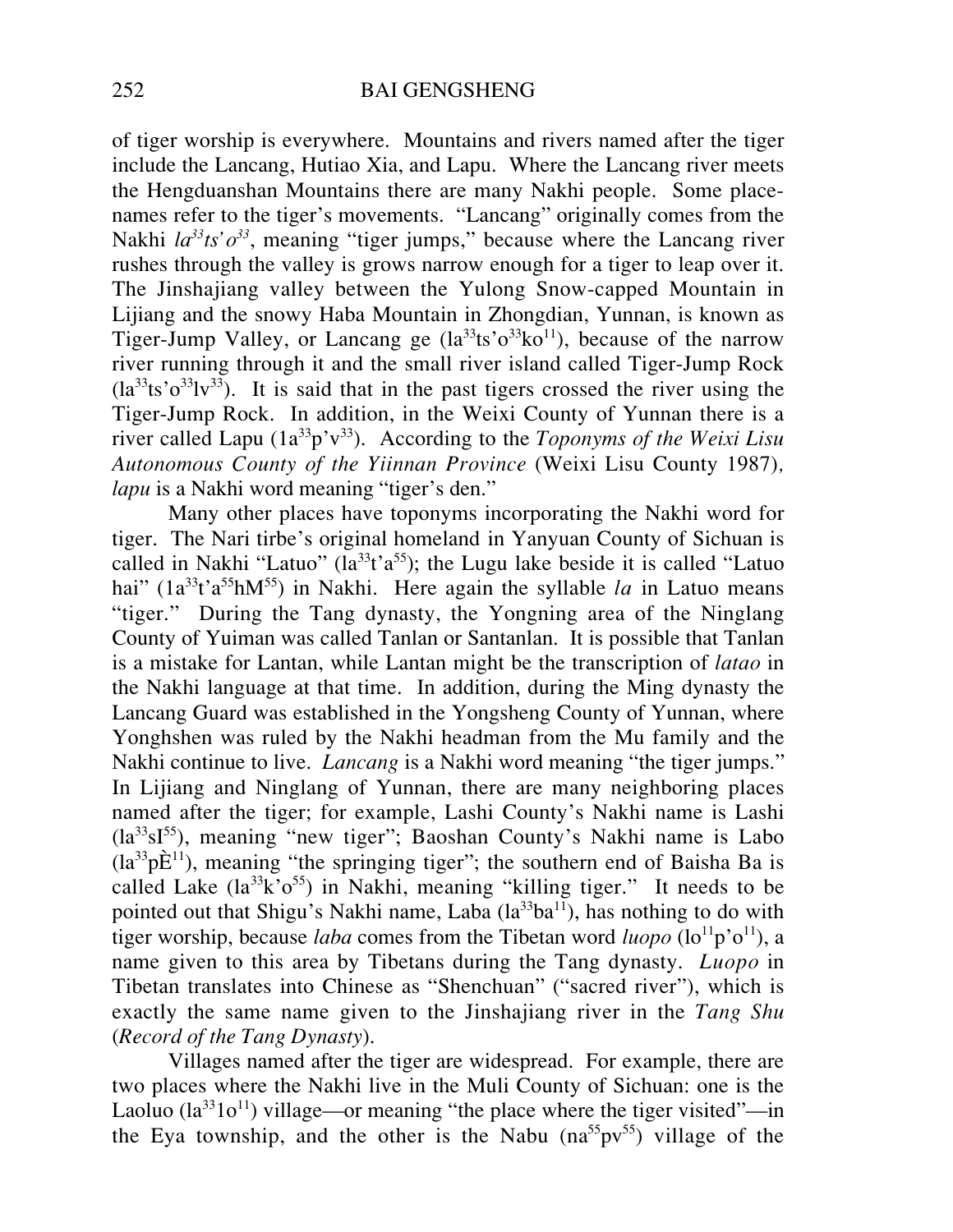of tiger worship is everywhere. Mountains and rivers named after the tiger include the Lancang, Hutiao Xia, and Lapu. Where the Lancang river meets the Hengduanshan Mountains there are many Nakhi people. Some place-names refer to the tiger's movements. "Lancang" originally comes from the Nakhi *la*$^{33}$*ts'o*$^{33}$, meaning "tiger jumps," because where the Lancang river rushes through the valley is grows narrow enough for a tiger to leap over it. The Jinshajiang valley between the Yulong Snow-capped Mountain in Lijiang and the snowy Haba Mountain in Zhongdian, Yunnan, is known as Tiger-Jump Valley, or Lancang ge (la$^{33}$ts'o$^{33}$ko$^{11}$), because of the narrow river running through it and the small river island called Tiger-Jump Rock (la$^{33}$ts'o$^{33}$lv$^{33}$). It is said that in the past tigers crossed the river using the Tiger-Jump Rock. In addition, in the Weixi County of Yunnan there is a river called Lapu (1a$^{33}$p'v$^{33}$). According to the *Toponyms of the Weixi Lisu Autonomous County of the Yiinnan Province* (Weixi Lisu County 1987), *lapu* is a Nakhi word meaning "tiger's den."

Many other places have toponyms incorporating the Nakhi word for tiger. The Nari tirbe's original homeland in Yanyuan County of Sichuan is called in Nakhi "Latuo" (la$^{33}$t'a$^{55}$); the Lugu lake beside it is called "Latuo hai" (1a$^{33}$t'a$^{55}$hM$^{55}$) in Nakhi. Here again the syllable *la* in Latuo means "tiger." During the Tang dynasty, the Yongning area of the Ninglang County of Yuiman was called Tanlan or Santanlan. It is possible that Tanlan is a mistake for Lantan, while Lantan might be the transcription of *latao* in the Nakhi language at that time. In addition, during the Ming dynasty the Lancang Guard was established in the Yongsheng County of Yunnan, where Yonghshen was ruled by the Nakhi headman from the Mu family and the Nakhi continue to live. *Lancang* is a Nakhi word meaning "the tiger jumps." In Lijiang and Ninglang of Yunnan, there are many neighboring places named after the tiger; for example, Lashi County's Nakhi name is Lashi (la$^{33}$sI$^{55}$), meaning "new tiger"; Baoshan County's Nakhi name is Labo (la$^{33}$pÈ$^{11}$), meaning "the springing tiger"; the southern end of Baisha Ba is called Lake (la$^{33}$k'o$^{55}$) in Nakhi, meaning "killing tiger." It needs to be pointed out that Shigu's Nakhi name, Laba (la$^{33}$ba$^{11}$), has nothing to do with tiger worship, because *laba* comes from the Tibetan word *luopo* (lo$^{11}$p'o$^{11}$), a name given to this area by Tibetans during the Tang dynasty. *Luopo* in Tibetan translates into Chinese as "Shenchuan" ("sacred river"), which is exactly the same name given to the Jinshajiang river in the *Tang Shu* (*Record of the Tang Dynasty*).

Villages named after the tiger are widespread. For example, there are two places where the Nakhi live in the Muli County of Sichuan: one is the Laoluo (la$^{33}$1o$^{11}$) village—or meaning "the place where the tiger visited"—in the Eya township, and the other is the Nabu (na$^{55}$pv$^{55}$) village of the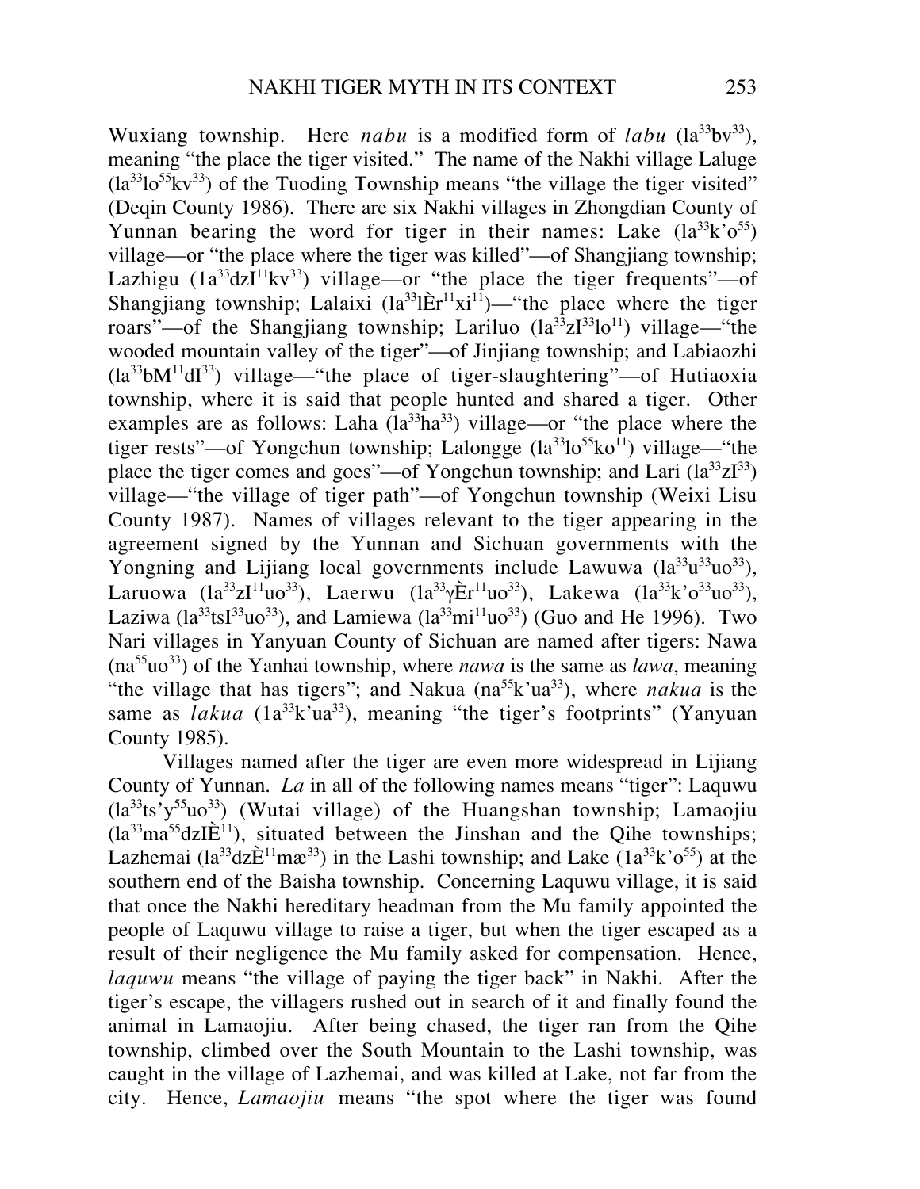Wuxiang township. Here *nabu* is a modified form of *labu* ($la^{33}bv^{33}$), meaning "the place the tiger visited." The name of the Nakhi village Laluge ($la^{33}lo^{55}kv^{33}$) of the Tuoding Township means "the village the tiger visited" (Deqin County 1986). There are six Nakhi villages in Zhongdian County of Yunnan bearing the word for tiger in their names: Lake ($la^{33}k'o^{55}$) village—or "the place where the tiger was killed"—of Shangjiang township; Lazhigu ($1a^{33}dzI^{11}kv^{33}$) village—or "the place the tiger frequents"—of Shangjiang township; Lalaixi ($la^{33}l\grave{E}r^{11}xi^{11}$)—"the place where the tiger roars"—of the Shangjiang township; Lariluo ($la^{33}zI^{33}lo^{11}$) village—"the wooded mountain valley of the tiger"—of Jinjiang township; and Labiaozhi ($la^{33}bM^{11}dI^{33}$) village—"the place of tiger-slaughtering"—of Hutiaoxia township, where it is said that people hunted and shared a tiger. Other examples are as follows: Laha ($la^{33}ha^{33}$) village—or "the place where the tiger rests"—of Yongchun township; Lalongge ($la^{33}lo^{55}ko^{11}$) village—"the place the tiger comes and goes"—of Yongchun township; and Lari ($la^{33}zI^{33}$) village—"the village of tiger path"—of Yongchun township (Weixi Lisu County 1987). Names of villages relevant to the tiger appearing in the agreement signed by the Yunnan and Sichuan governments with the Yongning and Lijiang local governments include Lawuwa ($la^{33}u^{33}uo^{33}$), Laruowa ($la^{33}zI^{11}uo^{33}$), Laerwu ($1a^{33}\gamma\grave{E}r^{11}uo^{33}$), Lakewa ($la^{33}k'o^{33}uo^{33}$), Laziwa ($la^{33}tsI^{33}uo^{33}$), and Lamiewa ($la^{33}mi^{11}uo^{33}$) (Guo and He 1996). Two Nari villages in Yanyuan County of Sichuan are named after tigers: Nawa ($na^{55}uo^{33}$) of the Yanhai township, where *nawa* is the same as *lawa*, meaning "the village that has tigers"; and Nakua ($na^{55}k'ua^{33}$), where *nakua* is the same as *lakua* ($1a^{33}k'ua^{33}$), meaning "the tiger's footprints" (Yanyuan County 1985).

Villages named after the tiger are even more widespread in Lijiang County of Yunnan. *La* in all of the following names means "tiger": Laquwu ($la^{33}ts'y^{55}uo^{33}$) (Wutai village) of the Huangshan township; Lamaojiu ($la^{33}ma^{55}dzI\grave{E}^{11}$), situated between the Jinshan and the Qihe townships; Lazhemai ($la^{33}dz\grave{E}^{11}m\ae^{33}$) in the Lashi township; and Lake ($1a^{33}k'o^{55}$) at the southern end of the Baisha township. Concerning Laquwu village, it is said that once the Nakhi hereditary headman from the Mu family appointed the people of Laquwu village to raise a tiger, but when the tiger escaped as a result of their negligence the Mu family asked for compensation. Hence, *laquwu* means "the village of paying the tiger back" in Nakhi. After the tiger's escape, the villagers rushed out in search of it and finally found the animal in Lamaojiu. After being chased, the tiger ran from the Qihe township, climbed over the South Mountain to the Lashi township, was caught in the village of Lazhemai, and was killed at Lake, not far from the city. Hence, *Lamaojiu* means "the spot where the tiger was found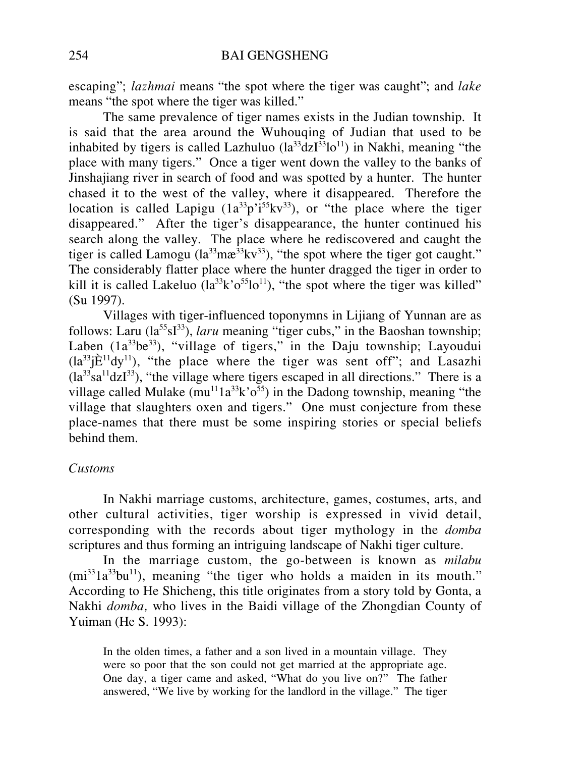escaping"; *lazhmai* means "the spot where the tiger was caught"; and *lake* means "the spot where the tiger was killed."

The same prevalence of tiger names exists in the Judian township. It is said that the area around the Wuhouqing of Judian that used to be inhabited by tigers is called Lazhuluo (la$^{33}$dzI$^{33}$lo$^{11}$) in Nakhi, meaning "the place with many tigers." Once a tiger went down the valley to the banks of Jinshajiang river in search of food and was spotted by a hunter. The hunter chased it to the west of the valley, where it disappeared. Therefore the location is called Lapigu (1a$^{33}$p'i$^{55}$kv$^{33}$), or "the place where the tiger disappeared." After the tiger's disappearance, the hunter continued his search along the valley. The place where he rediscovered and caught the tiger is called Lamogu (la$^{33}$mæ$^{33}$kv$^{33}$), "the spot where the tiger got caught." The considerably flatter place where the hunter dragged the tiger in order to kill it is called Lakeluo (la$^{33}$k'o$^{55}$lo$^{11}$), "the spot where the tiger was killed" (Su 1997).

Villages with tiger-influenced toponymns in Lijiang of Yunnan are as follows: Laru (la$^{55}$sI$^{33}$), *laru* meaning "tiger cubs," in the Baoshan township; Laben (1a$^{33}$be$^{33}$), "village of tigers," in the Daju township; Layoudui (la$^{33}$jÈ$^{11}$dy$^{11}$), "the place where the tiger was sent off"; and Lasazhi (la$^{33}$sa$^{11}$dzI$^{33}$), "the village where tigers escaped in all directions." There is a village called Mulake (mu$^{11}$1a$^{33}$k'o$^{55}$) in the Dadong township, meaning "the village that slaughters oxen and tigers." One must conjecture from these place-names that there must be some inspiring stories or special beliefs behind them.

*Customs*

In Nakhi marriage customs, architecture, games, costumes, arts, and other cultural activities, tiger worship is expressed in vivid detail, corresponding with the records about tiger mythology in the *domba* scriptures and thus forming an intriguing landscape of Nakhi tiger culture.

In the marriage custom, the go-between is known as *milabu* (mi$^{33}$1a$^{33}$bu$^{11}$), meaning "the tiger who holds a maiden in its mouth." According to He Shicheng, this title originates from a story told by Gonta, a Nakhi *domba,* who lives in the Baidi village of the Zhongdian County of Yuiman (He S. 1993):

> In the olden times, a father and a son lived in a mountain village. They were so poor that the son could not get married at the appropriate age. One day, a tiger came and asked, "What do you live on?" The father answered, "We live by working for the landlord in the village." The tiger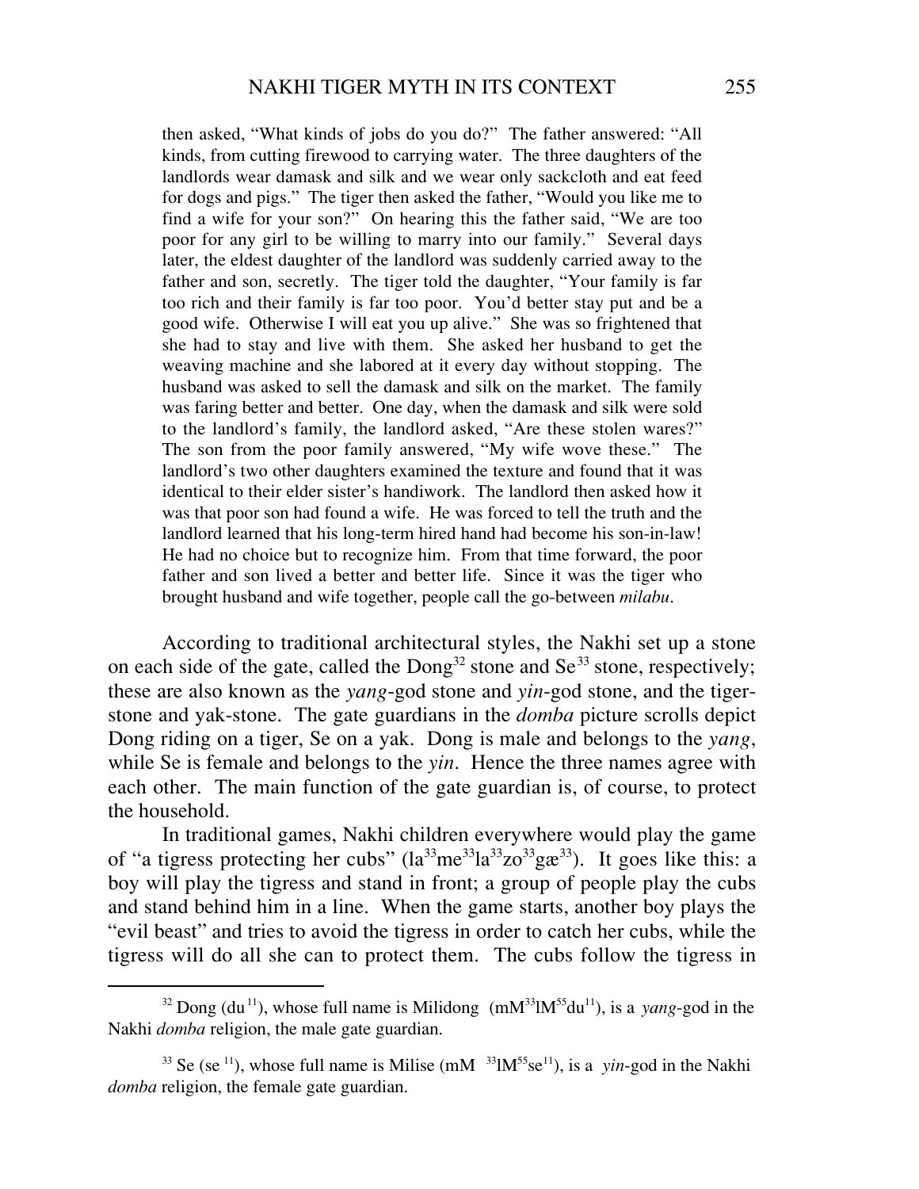> then asked, "What kinds of jobs do you do?" The father answered: "All kinds, from cutting firewood to carrying water. The three daughters of the landlords wear damask and silk and we wear only sackcloth and eat feed for dogs and pigs." The tiger then asked the father, "Would you like me to find a wife for your son?" On hearing this the father said, "We are too poor for any girl to be willing to marry into our family." Several days later, the eldest daughter of the landlord was suddenly carried away to the father and son, secretly. The tiger told the daughter, "Your family is far too rich and their family is far too poor. You'd better stay put and be a good wife. Otherwise I will eat you up alive." She was so frightened that she had to stay and live with them. She asked her husband to get the weaving machine and she labored at it every day without stopping. The husband was asked to sell the damask and silk on the market. The family was faring better and better. One day, when the damask and silk were sold to the landlord's family, the landlord asked, "Are these stolen wares?" The son from the poor family answered, "My wife wove these." The landlord's two other daughters examined the texture and found that it was identical to their elder sister's handiwork. The landlord then asked how it was that poor son had found a wife. He was forced to tell the truth and the landlord learned that his long-term hired hand had become his son-in-law! He had no choice but to recognize him. From that time forward, the poor father and son lived a better and better life. Since it was the tiger who brought husband and wife together, people call the go-between *milabu*.

According to traditional architectural styles, the Nakhi set up a stone on each side of the gate, called the Dong[32] stone and Se[33] stone, respectively; these are also known as the *yang*-god stone and *yin*-god stone, and the tiger-stone and yak-stone. The gate guardians in the *domba* picture scrolls depict Dong riding on a tiger, Se on a yak. Dong is male and belongs to the *yang*, while Se is female and belongs to the *yin*. Hence the three names agree with each other. The main function of the gate guardian is, of course, to protect the household.

In traditional games, Nakhi children everywhere would play the game of "a tigress protecting her cubs" ($la^{33}me^{33}la^{33}zo^{33}gæ^{33}$). It goes like this: a boy will play the tigress and stand in front; a group of people play the cubs and stand behind him in a line. When the game starts, another boy plays the "evil beast" and tries to avoid the tigress in order to catch her cubs, while the tigress will do all she can to protect them. The cubs follow the tigress in

---

[32] Dong ($du^{11}$), whose full name is Milidong ($mM^{33}lM^{55}du^{11}$), is a *yang*-god in the Nakhi *domba* religion, the male gate guardian.

[33] Se ($se^{11}$), whose full name is Milise ($mM^{33}lM^{55}se^{11}$), is a *yin*-god in the Nakhi *domba* religion, the female gate guardian.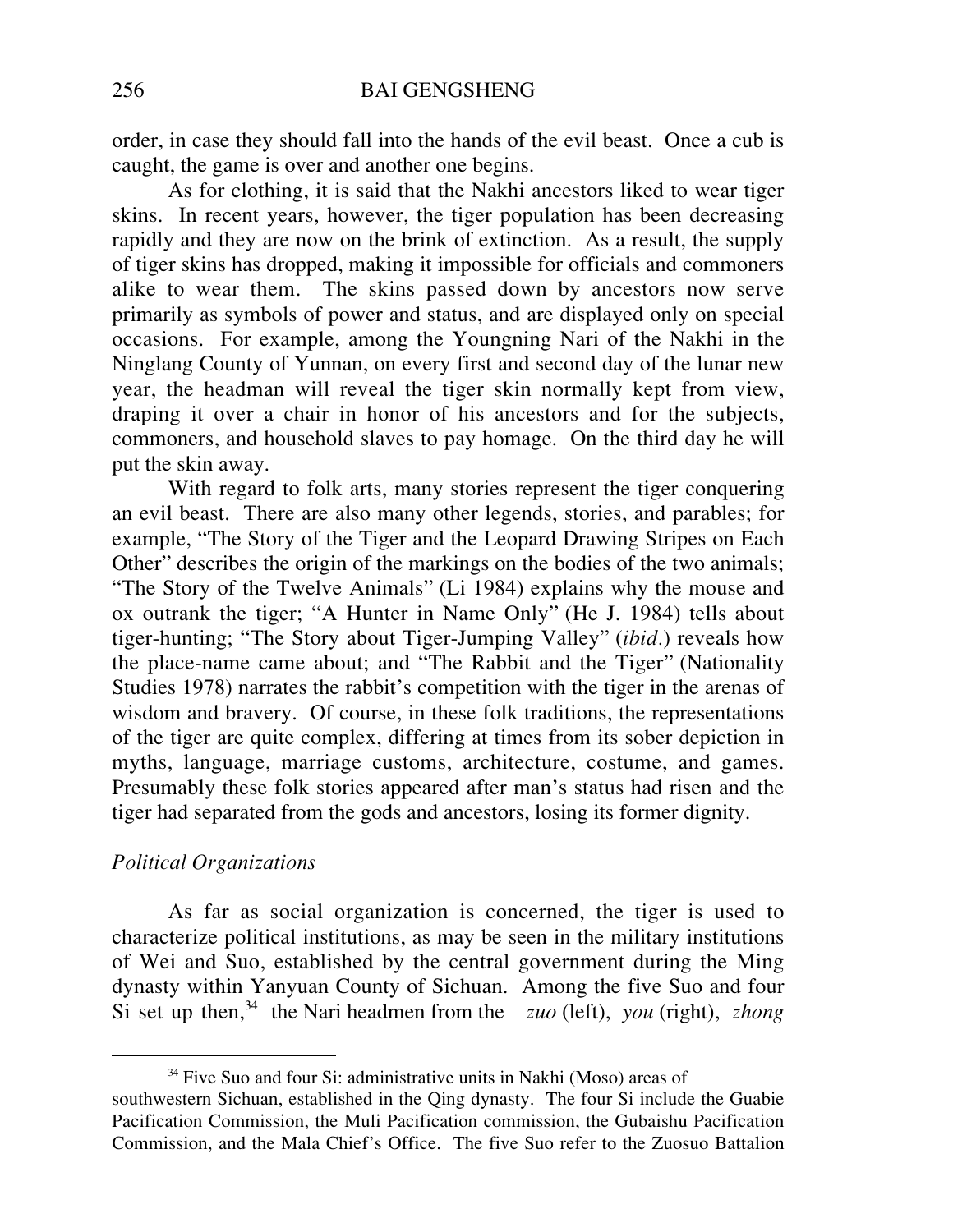order, in case they should fall into the hands of the evil beast. Once a cub is caught, the game is over and another one begins.

As for clothing, it is said that the Nakhi ancestors liked to wear tiger skins. In recent years, however, the tiger population has been decreasing rapidly and they are now on the brink of extinction. As a result, the supply of tiger skins has dropped, making it impossible for officials and commoners alike to wear them. The skins passed down by ancestors now serve primarily as symbols of power and status, and are displayed only on special occasions. For example, among the Youngning Nari of the Nakhi in the Ninglang County of Yunnan, on every first and second day of the lunar new year, the headman will reveal the tiger skin normally kept from view, draping it over a chair in honor of his ancestors and for the subjects, commoners, and household slaves to pay homage. On the third day he will put the skin away.

With regard to folk arts, many stories represent the tiger conquering an evil beast. There are also many other legends, stories, and parables; for example, "The Story of the Tiger and the Leopard Drawing Stripes on Each Other" describes the origin of the markings on the bodies of the two animals; "The Story of the Twelve Animals" (Li 1984) explains why the mouse and ox outrank the tiger; "A Hunter in Name Only" (He J. 1984) tells about tiger-hunting; "The Story about Tiger-Jumping Valley" (*ibid.*) reveals how the place-name came about; and "The Rabbit and the Tiger" (Nationality Studies 1978) narrates the rabbit's competition with the tiger in the arenas of wisdom and bravery. Of course, in these folk traditions, the representations of the tiger are quite complex, differing at times from its sober depiction in myths, language, marriage customs, architecture, costume, and games. Presumably these folk stories appeared after man's status had risen and the tiger had separated from the gods and ancestors, losing its former dignity.

*Political Organizations*

As far as social organization is concerned, the tiger is used to characterize political institutions, as may be seen in the military institutions of Wei and Suo, established by the central government during the Ming dynasty within Yanyuan County of Sichuan. Among the five Suo and four Si set up then,[34] the Nari headmen from the *zuo* (left), *you* (right), *zhong*

[34] Five Suo and four Si: administrative units in Nakhi (Moso) areas of southwestern Sichuan, established in the Qing dynasty. The four Si include the Guabie Pacification Commission, the Muli Pacification commission, the Gubaishu Pacification Commission, and the Mala Chief's Office. The five Suo refer to the Zuosuo Battalion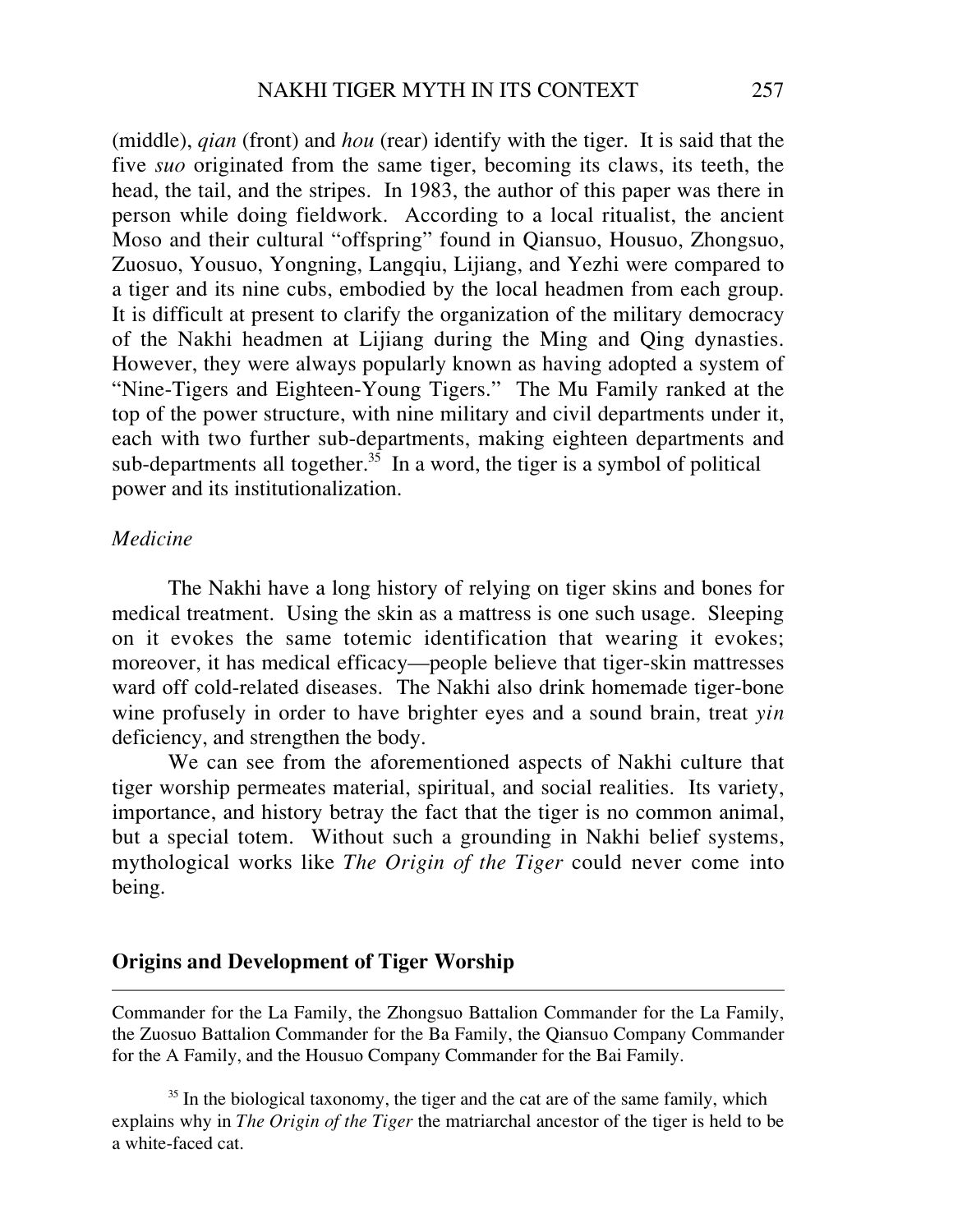(middle), *qian* (front) and *hou* (rear) identify with the tiger. It is said that the five *suo* originated from the same tiger, becoming its claws, its teeth, the head, the tail, and the stripes. In 1983, the author of this paper was there in person while doing fieldwork. According to a local ritualist, the ancient Moso and their cultural "offspring" found in Qiansuo, Housuo, Zhongsuo, Zuosuo, Yousuo, Yongning, Langqiu, Lijiang, and Yezhi were compared to a tiger and its nine cubs, embodied by the local headmen from each group. It is difficult at present to clarify the organization of the military democracy of the Nakhi headmen at Lijiang during the Ming and Qing dynasties. However, they were always popularly known as having adopted a system of "Nine-Tigers and Eighteen-Young Tigers." The Mu Family ranked at the top of the power structure, with nine military and civil departments under it, each with two further sub-departments, making eighteen departments and sub-departments all together.[35] In a word, the tiger is a symbol of political power and its institutionalization.

*Medicine*

The Nakhi have a long history of relying on tiger skins and bones for medical treatment. Using the skin as a mattress is one such usage. Sleeping on it evokes the same totemic identification that wearing it evokes; moreover, it has medical efficacy—people believe that tiger-skin mattresses ward off cold-related diseases. The Nakhi also drink homemade tiger-bone wine profusely in order to have brighter eyes and a sound brain, treat *yin* deficiency, and strengthen the body.

We can see from the aforementioned aspects of Nakhi culture that tiger worship permeates material, spiritual, and social realities. Its variety, importance, and history betray the fact that the tiger is no common animal, but a special totem. Without such a grounding in Nakhi belief systems, mythological works like *The Origin of the Tiger* could never come into being.

## Origins and Development of Tiger Worship

Commander for the La Family, the Zhongsuo Battalion Commander for the La Family, the Zuosuo Battalion Commander for the Ba Family, the Qiansuo Company Commander for the A Family, and the Housuo Company Commander for the Bai Family.

[35] In the biological taxonomy, the tiger and the cat are of the same family, which explains why in *The Origin of the Tiger* the matriarchal ancestor of the tiger is held to be a white-faced cat.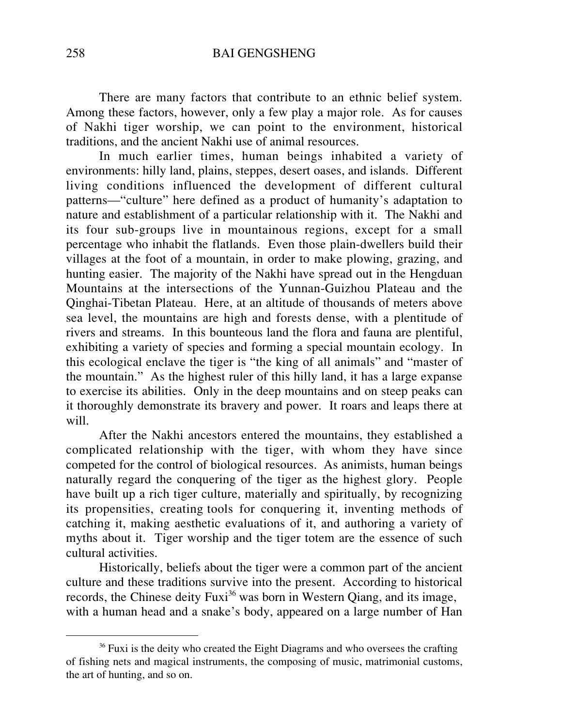There are many factors that contribute to an ethnic belief system. Among these factors, however, only a few play a major role. As for causes of Nakhi tiger worship, we can point to the environment, historical traditions, and the ancient Nakhi use of animal resources.

In much earlier times, human beings inhabited a variety of environments: hilly land, plains, steppes, desert oases, and islands. Different living conditions influenced the development of different cultural patterns—"culture" here defined as a product of humanity's adaptation to nature and establishment of a particular relationship with it. The Nakhi and its four sub-groups live in mountainous regions, except for a small percentage who inhabit the flatlands. Even those plain-dwellers build their villages at the foot of a mountain, in order to make plowing, grazing, and hunting easier. The majority of the Nakhi have spread out in the Hengduan Mountains at the intersections of the Yunnan-Guizhou Plateau and the Qinghai-Tibetan Plateau. Here, at an altitude of thousands of meters above sea level, the mountains are high and forests dense, with a plentitude of rivers and streams. In this bounteous land the flora and fauna are plentiful, exhibiting a variety of species and forming a special mountain ecology. In this ecological enclave the tiger is "the king of all animals" and "master of the mountain." As the highest ruler of this hilly land, it has a large expanse to exercise its abilities. Only in the deep mountains and on steep peaks can it thoroughly demonstrate its bravery and power. It roars and leaps there at will.

After the Nakhi ancestors entered the mountains, they established a complicated relationship with the tiger, with whom they have since competed for the control of biological resources. As animists, human beings naturally regard the conquering of the tiger as the highest glory. People have built up a rich tiger culture, materially and spiritually, by recognizing its propensities, creating tools for conquering it, inventing methods of catching it, making aesthetic evaluations of it, and authoring a variety of myths about it. Tiger worship and the tiger totem are the essence of such cultural activities.

Historically, beliefs about the tiger were a common part of the ancient culture and these traditions survive into the present. According to historical records, the Chinese deity Fuxi[36] was born in Western Qiang, and its image, with a human head and a snake's body, appeared on a large number of Han

---

[36] Fuxi is the deity who created the Eight Diagrams and who oversees the crafting of fishing nets and magical instruments, the composing of music, matrimonial customs, the art of hunting, and so on.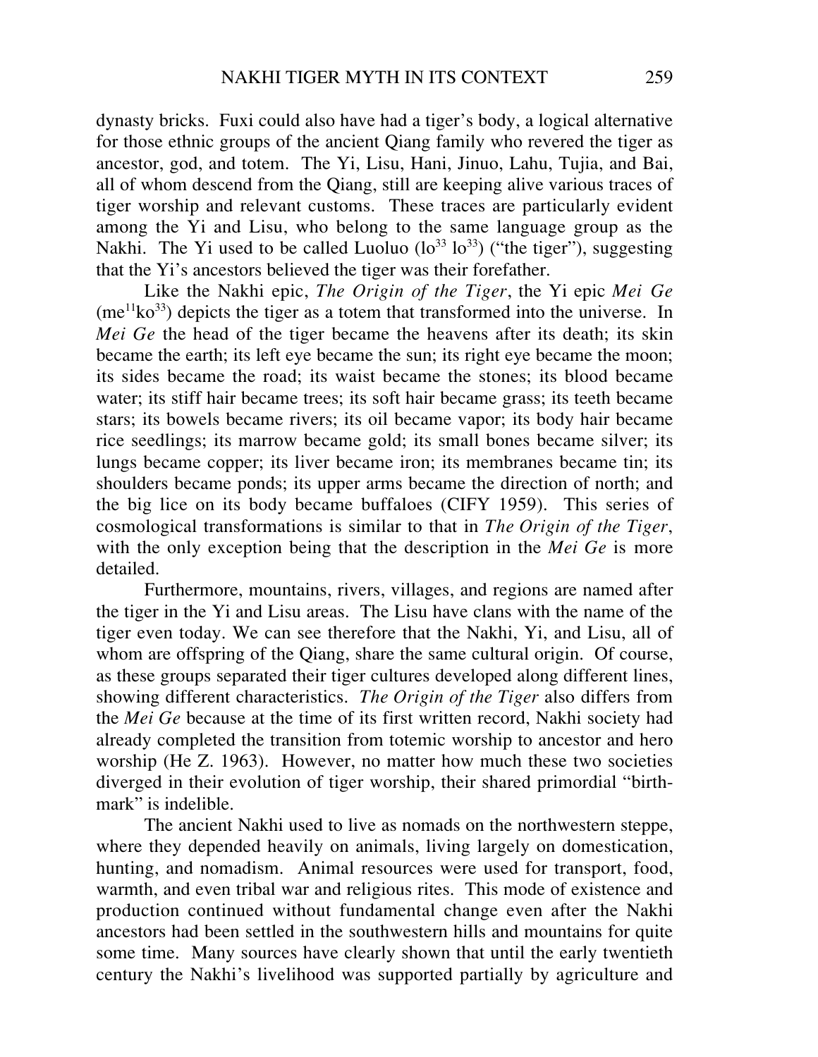dynasty bricks. Fuxi could also have had a tiger's body, a logical alternative for those ethnic groups of the ancient Qiang family who revered the tiger as ancestor, god, and totem. The Yi, Lisu, Hani, Jinuo, Lahu, Tujia, and Bai, all of whom descend from the Qiang, still are keeping alive various traces of tiger worship and relevant customs. These traces are particularly evident among the Yi and Lisu, who belong to the same language group as the Nakhi. The Yi used to be called Luoluo ($lo^{33}$ $lo^{33}$) ("the tiger"), suggesting that the Yi's ancestors believed the tiger was their forefather.

Like the Nakhi epic, *The Origin of the Tiger*, the Yi epic *Mei Ge* ($me^{11}ko^{33}$) depicts the tiger as a totem that transformed into the universe. In *Mei Ge* the head of the tiger became the heavens after its death; its skin became the earth; its left eye became the sun; its right eye became the moon; its sides became the road; its waist became the stones; its blood became water; its stiff hair became trees; its soft hair became grass; its teeth became stars; its bowels became rivers; its oil became vapor; its body hair became rice seedlings; its marrow became gold; its small bones became silver; its lungs became copper; its liver became iron; its membranes became tin; its shoulders became ponds; its upper arms became the direction of north; and the big lice on its body became buffaloes (CIFY 1959). This series of cosmological transformations is similar to that in *The Origin of the Tiger*, with the only exception being that the description in the *Mei Ge* is more detailed.

Furthermore, mountains, rivers, villages, and regions are named after the tiger in the Yi and Lisu areas. The Lisu have clans with the name of the tiger even today. We can see therefore that the Nakhi, Yi, and Lisu, all of whom are offspring of the Qiang, share the same cultural origin. Of course, as these groups separated their tiger cultures developed along different lines, showing different characteristics. *The Origin of the Tiger* also differs from the *Mei Ge* because at the time of its first written record, Nakhi society had already completed the transition from totemic worship to ancestor and hero worship (He Z. 1963). However, no matter how much these two societies diverged in their evolution of tiger worship, their shared primordial "birth-mark" is indelible.

The ancient Nakhi used to live as nomads on the northwestern steppe, where they depended heavily on animals, living largely on domestication, hunting, and nomadism. Animal resources were used for transport, food, warmth, and even tribal war and religious rites. This mode of existence and production continued without fundamental change even after the Nakhi ancestors had been settled in the southwestern hills and mountains for quite some time. Many sources have clearly shown that until the early twentieth century the Nakhi's livelihood was supported partially by agriculture and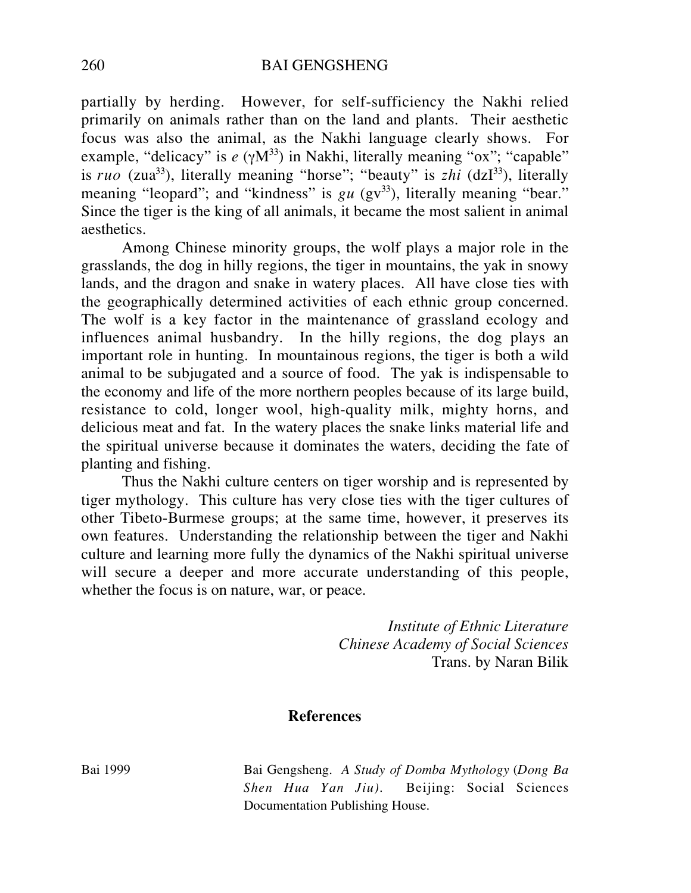partially by herding. However, for self-sufficiency the Nakhi relied primarily on animals rather than on the land and plants. Their aesthetic focus was also the animal, as the Nakhi language clearly shows. For example, "delicacy" is *e* ($\gamma M^{33}$) in Nakhi, literally meaning "ox"; "capable" is *ruo* ($zua^{33}$), literally meaning "horse"; "beauty" is *zhi* ($dzI^{33}$), literally meaning "leopard"; and "kindness" is *gu* ($gv^{33}$), literally meaning "bear." Since the tiger is the king of all animals, it became the most salient in animal aesthetics.

Among Chinese minority groups, the wolf plays a major role in the grasslands, the dog in hilly regions, the tiger in mountains, the yak in snowy lands, and the dragon and snake in watery places. All have close ties with the geographically determined activities of each ethnic group concerned. The wolf is a key factor in the maintenance of grassland ecology and influences animal husbandry. In the hilly regions, the dog plays an important role in hunting. In mountainous regions, the tiger is both a wild animal to be subjugated and a source of food. The yak is indispensable to the economy and life of the more northern peoples because of its large build, resistance to cold, longer wool, high-quality milk, mighty horns, and delicious meat and fat. In the watery places the snake links material life and the spiritual universe because it dominates the waters, deciding the fate of planting and fishing.

Thus the Nakhi culture centers on tiger worship and is represented by tiger mythology. This culture has very close ties with the tiger cultures of other Tibeto-Burmese groups; at the same time, however, it preserves its own features. Understanding the relationship between the tiger and Nakhi culture and learning more fully the dynamics of the Nakhi spiritual universe will secure a deeper and more accurate understanding of this people, whether the focus is on nature, war, or peace.

*Institute of Ethnic Literature*
*Chinese Academy of Social Sciences*
Trans. by Naran Bilik

## References

Bai 1999 — Bai Gengsheng. *A Study of Domba Mythology* (*Dong Ba Shen Hua Yan Jiu*). Beijing: Social Sciences Documentation Publishing House.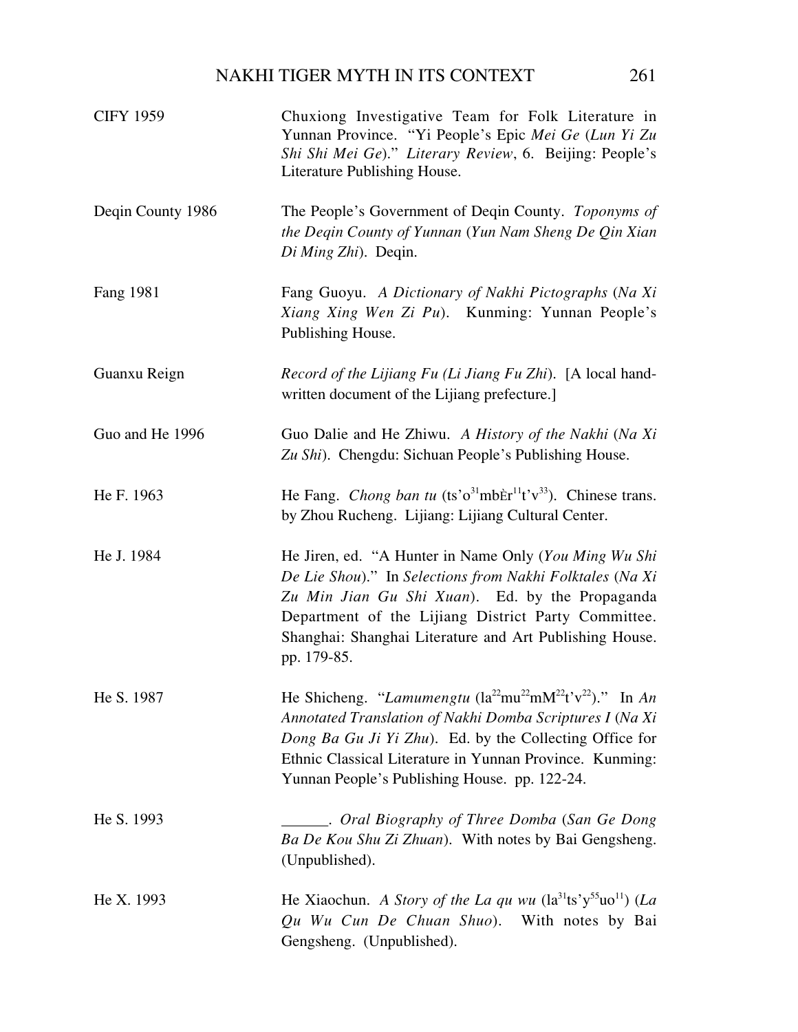CIFY 1959 — Chuxiong Investigative Team for Folk Literature in Yunnan Province. "Yi People's Epic *Mei Ge* (*Lun Yi Zu Shi Shi Mei Ge*)." *Literary Review*, 6. Beijing: People's Literature Publishing House.

Deqin County 1986 — The People's Government of Deqin County. *Toponyms of the Deqin County of Yunnan* (*Yun Nam Sheng De Qin Xian Di Ming Zhi*). Deqin.

Fang 1981 — Fang Guoyu. *A Dictionary of Nakhi Pictographs* (*Na Xi Xiang Xing Wen Zi Pu*). Kunming: Yunnan People's Publishing House.

Guanxu Reign — *Record of the Lijiang Fu (Li Jiang Fu Zhi*). [A local hand-written document of the Lijiang prefecture.]

Guo and He 1996 — Guo Dalie and He Zhiwu. *A History of the Nakhi* (*Na Xi Zu Shi*). Chengdu: Sichuan People's Publishing House.

He F. 1963 — He Fang. *Chong ban tu* (ts'o$^{31}$mbÈr$^{11}$t'v$^{33}$). Chinese trans. by Zhou Rucheng. Lijiang: Lijiang Cultural Center.

He J. 1984 — He Jiren, ed. "A Hunter in Name Only (*You Ming Wu Shi De Lie Shou*)." In *Selections from Nakhi Folktales* (*Na Xi Zu Min Jian Gu Shi Xuan*). Ed. by the Propaganda Department of the Lijiang District Party Committee. Shanghai: Shanghai Literature and Art Publishing House. pp. 179-85.

He S. 1987 — He Shicheng. "*Lamumengtu* (la$^{22}$mu$^{22}$mM$^{22}$t'v$^{22}$)." In *An Annotated Translation of Nakhi Domba Scriptures I* (*Na Xi Dong Ba Gu Ji Yi Zhu*). Ed. by the Collecting Office for Ethnic Classical Literature in Yunnan Province. Kunming: Yunnan People's Publishing House. pp. 122-24.

He S. 1993 — ______. *Oral Biography of Three Domba* (*San Ge Dong Ba De Kou Shu Zi Zhuan*). With notes by Bai Gengsheng. (Unpublished).

He X. 1993 — He Xiaochun. *A Story of the La qu wu* (la$^{31}$ts'y$^{55}$uo$^{11}$) (*La Qu Wu Cun De Chuan Shuo*). With notes by Bai Gengsheng. (Unpublished).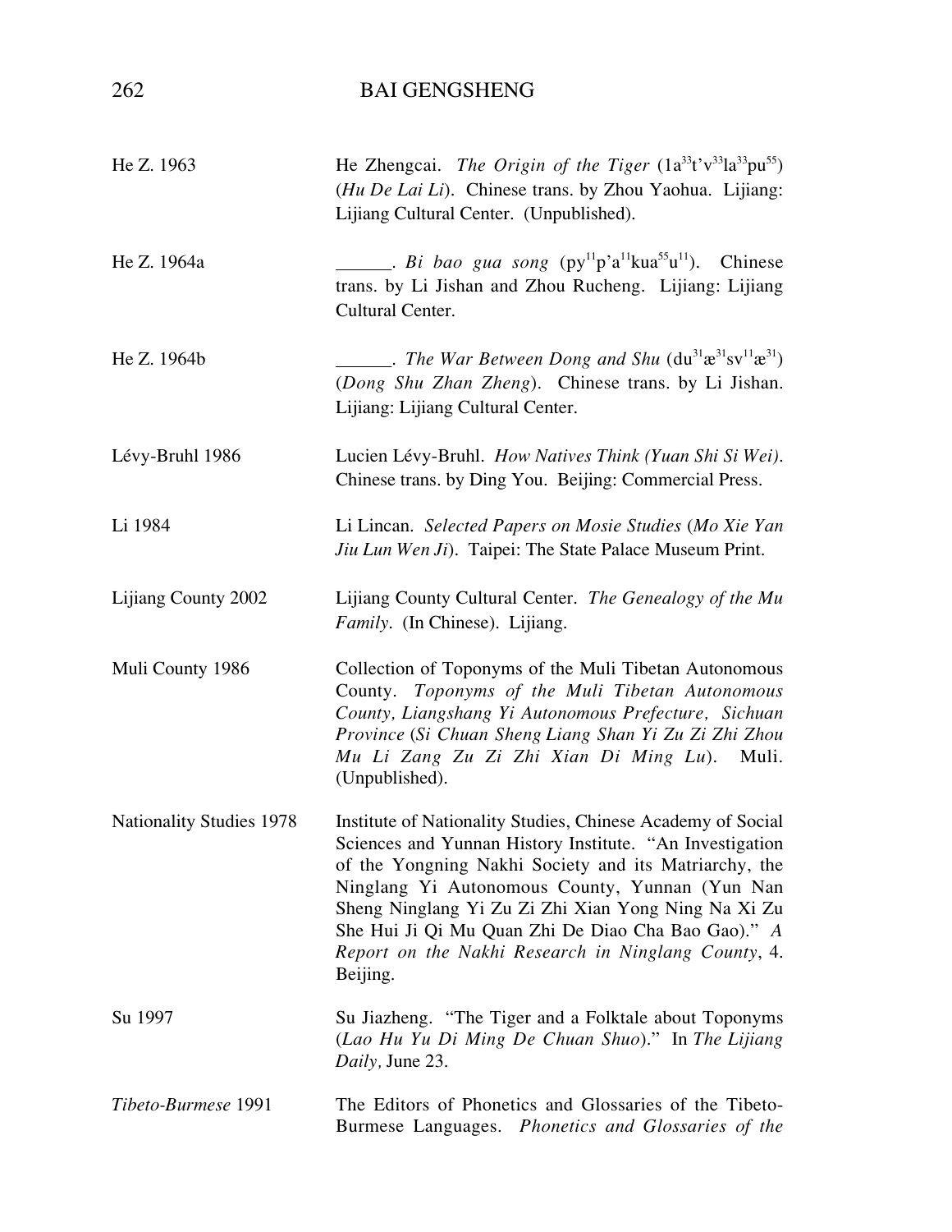| | |
|---|---|
| He Z. 1963 | He Zhengcai. *The Origin of the Tiger* (1a$^{33}$t'v$^{33}$la$^{33}$pu$^{55}$) (*Hu De Lai Li*). Chinese trans. by Zhou Yaohua. Lijiang: Lijiang Cultural Center. (Unpublished). |
| He Z. 1964a | ______. *Bi bao gua song* (py$^{11}$p'a$^{11}$kua$^{55}$u$^{11}$). Chinese trans. by Li Jishan and Zhou Rucheng. Lijiang: Lijiang Cultural Center. |
| He Z. 1964b | ______. *The War Between Dong and Shu* (du$^{31}$æ$^{31}$sv$^{11}$æ$^{31}$) (*Dong Shu Zhan Zheng*). Chinese trans. by Li Jishan. Lijiang: Lijiang Cultural Center. |
| Lévy-Bruhl 1986 | Lucien Lévy-Bruhl. *How Natives Think (Yuan Shi Si Wei)*. Chinese trans. by Ding You. Beijing: Commercial Press. |
| Li 1984 | Li Lincan. *Selected Papers on Mosie Studies* (*Mo Xie Yan Jiu Lun Wen Ji*). Taipei: The State Palace Museum Print. |
| Lijiang County 2002 | Lijiang County Cultural Center. *The Genealogy of the Mu Family*. (In Chinese). Lijiang. |
| Muli County 1986 | Collection of Toponyms of the Muli Tibetan Autonomous County. *Toponyms of the Muli Tibetan Autonomous County, Liangshang Yi Autonomous Prefecture, Sichuan Province* (*Si Chuan Sheng Liang Shan Yi Zu Zi Zhi Zhou Mu Li Zang Zu Zi Zhi Xian Di Ming Lu*). Muli. (Unpublished). |
| Nationality Studies 1978 | Institute of Nationality Studies, Chinese Academy of Social Sciences and Yunnan History Institute. "An Investigation of the Yongning Nakhi Society and its Matriarchy, the Ninglang Yi Autonomous County, Yunnan (Yun Nan Sheng Ninglang Yi Zu Zi Zhi Xian Yong Ning Na Xi Zu She Hui Ji Qi Mu Quan Zhi De Diao Cha Bao Gao)." *A Report on the Nakhi Research in Ninglang County*, 4. Beijing. |
| Su 1997 | Su Jiazheng. "The Tiger and a Folktale about Toponyms (*Lao Hu Yu Di Ming De Chuan Shuo*)." In *The Lijiang Daily,* June 23. |
| *Tibeto-Burmese* 1991 | The Editors of Phonetics and Glossaries of the Tibeto-Burmese Languages. *Phonetics and Glossaries of the* |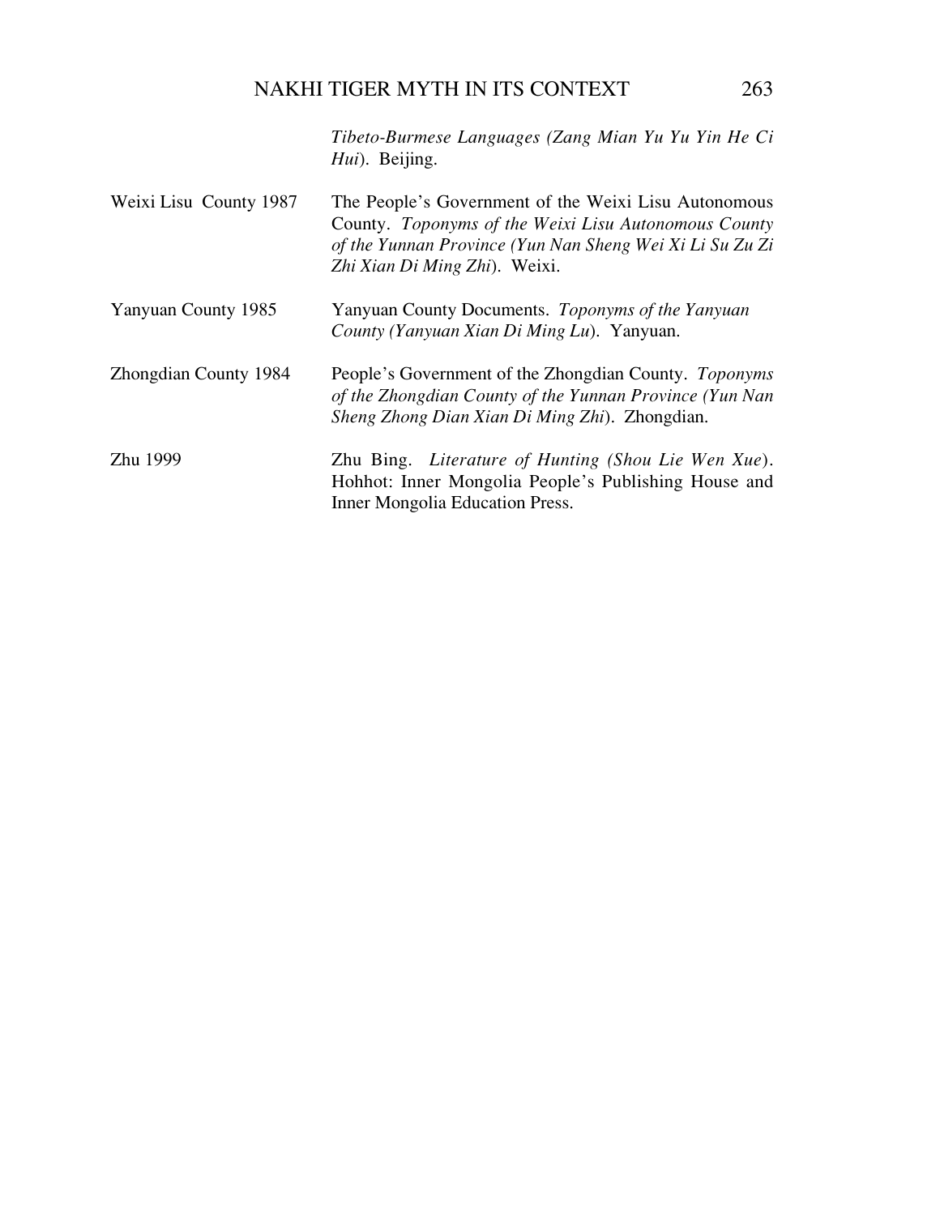*Tibeto-Burmese Languages (Zang Mian Yu Yu Yin He Ci Hui*). Beijing.

Weixi Lisu County 1987 — The People's Government of the Weixi Lisu Autonomous County. *Toponyms of the Weixi Lisu Autonomous County of the Yunnan Province (Yun Nan Sheng Wei Xi Li Su Zu Zi Zhi Xian Di Ming Zhi*). Weixi.

Yanyuan County 1985 — Yanyuan County Documents. *Toponyms of the Yanyuan County (Yanyuan Xian Di Ming Lu*). Yanyuan.

Zhongdian County 1984 — People's Government of the Zhongdian County. *Toponyms of the Zhongdian County of the Yunnan Province (Yun Nan Sheng Zhong Dian Xian Di Ming Zhi*). Zhongdian.

Zhu 1999 — Zhu Bing. *Literature of Hunting (Shou Lie Wen Xue*). Hohhot: Inner Mongolia People's Publishing House and Inner Mongolia Education Press.